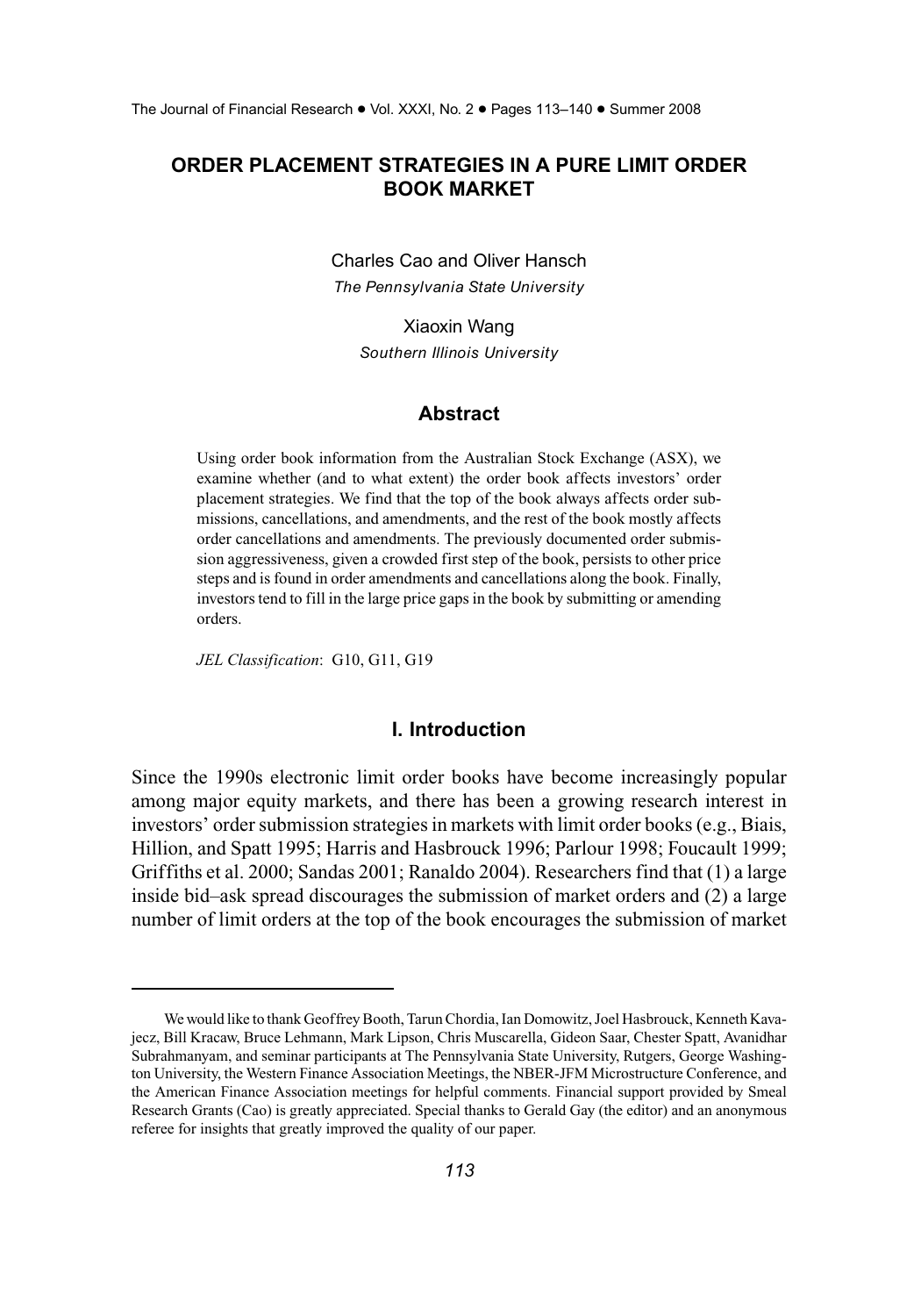# ORDER PLACEMENT STRATEGIES IN A PURE LIMIT ORDER BOOK MARKET

Charles Cao and Oliver Hansch
*The Pennsylvania State University*

Xiaoxin Wang
*Southern Illinois University*

## Abstract

Using order book information from the Australian Stock Exchange (ASX), we examine whether (and to what extent) the order book affects investors' order placement strategies. We find that the top of the book always affects order submissions, cancellations, and amendments, and the rest of the book mostly affects order cancellations and amendments. The previously documented order submission aggressiveness, given a crowded first step of the book, persists to other price steps and is found in order amendments and cancellations along the book. Finally, investors tend to fill in the large price gaps in the book by submitting or amending orders.

*JEL Classification*: G10, G11, G19

## I. Introduction

Since the 1990s electronic limit order books have become increasingly popular among major equity markets, and there has been a growing research interest in investors' order submission strategies in markets with limit order books (e.g., Biais, Hillion, and Spatt 1995; Harris and Hasbrouck 1996; Parlour 1998; Foucault 1999; Griffiths et al. 2000; Sandas 2001; Ranaldo 2004). Researchers find that (1) a large inside bid–ask spread discourages the submission of market orders and (2) a large number of limit orders at the top of the book encourages the submission of market

We would like to thank Geoffrey Booth, Tarun Chordia, Ian Domowitz, Joel Hasbrouck, Kenneth Kavajecz, Bill Kracaw, Bruce Lehmann, Mark Lipson, Chris Muscarella, Gideon Saar, Chester Spatt, Avanidhar Subrahmanyam, and seminar participants at The Pennsylvania State University, Rutgers, George Washington University, the Western Finance Association Meetings, the NBER-JFM Microstructure Conference, and the American Finance Association meetings for helpful comments. Financial support provided by Smeal Research Grants (Cao) is greatly appreciated. Special thanks to Gerald Gay (the editor) and an anonymous referee for insights that greatly improved the quality of our paper.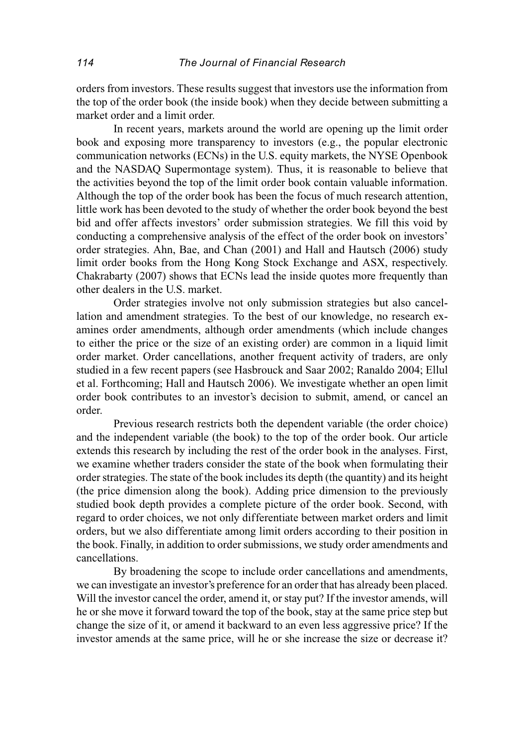orders from investors. These results suggest that investors use the information from the top of the order book (the inside book) when they decide between submitting a market order and a limit order.

In recent years, markets around the world are opening up the limit order book and exposing more transparency to investors (e.g., the popular electronic communication networks (ECNs) in the U.S. equity markets, the NYSE Openbook and the NASDAQ Supermontage system). Thus, it is reasonable to believe that the activities beyond the top of the limit order book contain valuable information. Although the top of the order book has been the focus of much research attention, little work has been devoted to the study of whether the order book beyond the best bid and offer affects investors' order submission strategies. We fill this void by conducting a comprehensive analysis of the effect of the order book on investors' order strategies. Ahn, Bae, and Chan (2001) and Hall and Hautsch (2006) study limit order books from the Hong Kong Stock Exchange and ASX, respectively. Chakrabarty (2007) shows that ECNs lead the inside quotes more frequently than other dealers in the U.S. market.

Order strategies involve not only submission strategies but also cancellation and amendment strategies. To the best of our knowledge, no research examines order amendments, although order amendments (which include changes to either the price or the size of an existing order) are common in a liquid limit order market. Order cancellations, another frequent activity of traders, are only studied in a few recent papers (see Hasbrouck and Saar 2002; Ranaldo 2004; Ellul et al. Forthcoming; Hall and Hautsch 2006). We investigate whether an open limit order book contributes to an investor's decision to submit, amend, or cancel an order.

Previous research restricts both the dependent variable (the order choice) and the independent variable (the book) to the top of the order book. Our article extends this research by including the rest of the order book in the analyses. First, we examine whether traders consider the state of the book when formulating their order strategies. The state of the book includes its depth (the quantity) and its height (the price dimension along the book). Adding price dimension to the previously studied book depth provides a complete picture of the order book. Second, with regard to order choices, we not only differentiate between market orders and limit orders, but we also differentiate among limit orders according to their position in the book. Finally, in addition to order submissions, we study order amendments and cancellations.

By broadening the scope to include order cancellations and amendments, we can investigate an investor's preference for an order that has already been placed. Will the investor cancel the order, amend it, or stay put? If the investor amends, will he or she move it forward toward the top of the book, stay at the same price step but change the size of it, or amend it backward to an even less aggressive price? If the investor amends at the same price, will he or she increase the size or decrease it?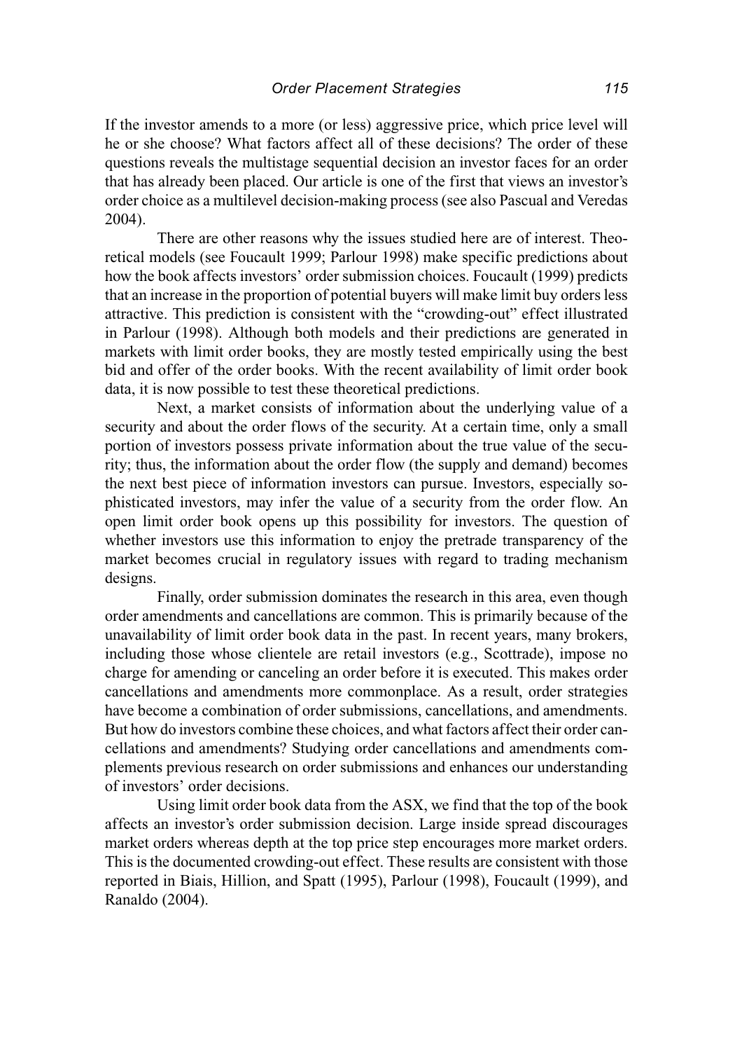If the investor amends to a more (or less) aggressive price, which price level will he or she choose? What factors affect all of these decisions? The order of these questions reveals the multistage sequential decision an investor faces for an order that has already been placed. Our article is one of the first that views an investor's order choice as a multilevel decision-making process (see also Pascual and Veredas 2004).

There are other reasons why the issues studied here are of interest. Theoretical models (see Foucault 1999; Parlour 1998) make specific predictions about how the book affects investors' order submission choices. Foucault (1999) predicts that an increase in the proportion of potential buyers will make limit buy orders less attractive. This prediction is consistent with the "crowding-out" effect illustrated in Parlour (1998). Although both models and their predictions are generated in markets with limit order books, they are mostly tested empirically using the best bid and offer of the order books. With the recent availability of limit order book data, it is now possible to test these theoretical predictions.

Next, a market consists of information about the underlying value of a security and about the order flows of the security. At a certain time, only a small portion of investors possess private information about the true value of the security; thus, the information about the order flow (the supply and demand) becomes the next best piece of information investors can pursue. Investors, especially sophisticated investors, may infer the value of a security from the order flow. An open limit order book opens up this possibility for investors. The question of whether investors use this information to enjoy the pretrade transparency of the market becomes crucial in regulatory issues with regard to trading mechanism designs.

Finally, order submission dominates the research in this area, even though order amendments and cancellations are common. This is primarily because of the unavailability of limit order book data in the past. In recent years, many brokers, including those whose clientele are retail investors (e.g., Scottrade), impose no charge for amending or canceling an order before it is executed. This makes order cancellations and amendments more commonplace. As a result, order strategies have become a combination of order submissions, cancellations, and amendments. But how do investors combine these choices, and what factors affect their order cancellations and amendments? Studying order cancellations and amendments complements previous research on order submissions and enhances our understanding of investors' order decisions.

Using limit order book data from the ASX, we find that the top of the book affects an investor's order submission decision. Large inside spread discourages market orders whereas depth at the top price step encourages more market orders. This is the documented crowding-out effect. These results are consistent with those reported in Biais, Hillion, and Spatt (1995), Parlour (1998), Foucault (1999), and Ranaldo (2004).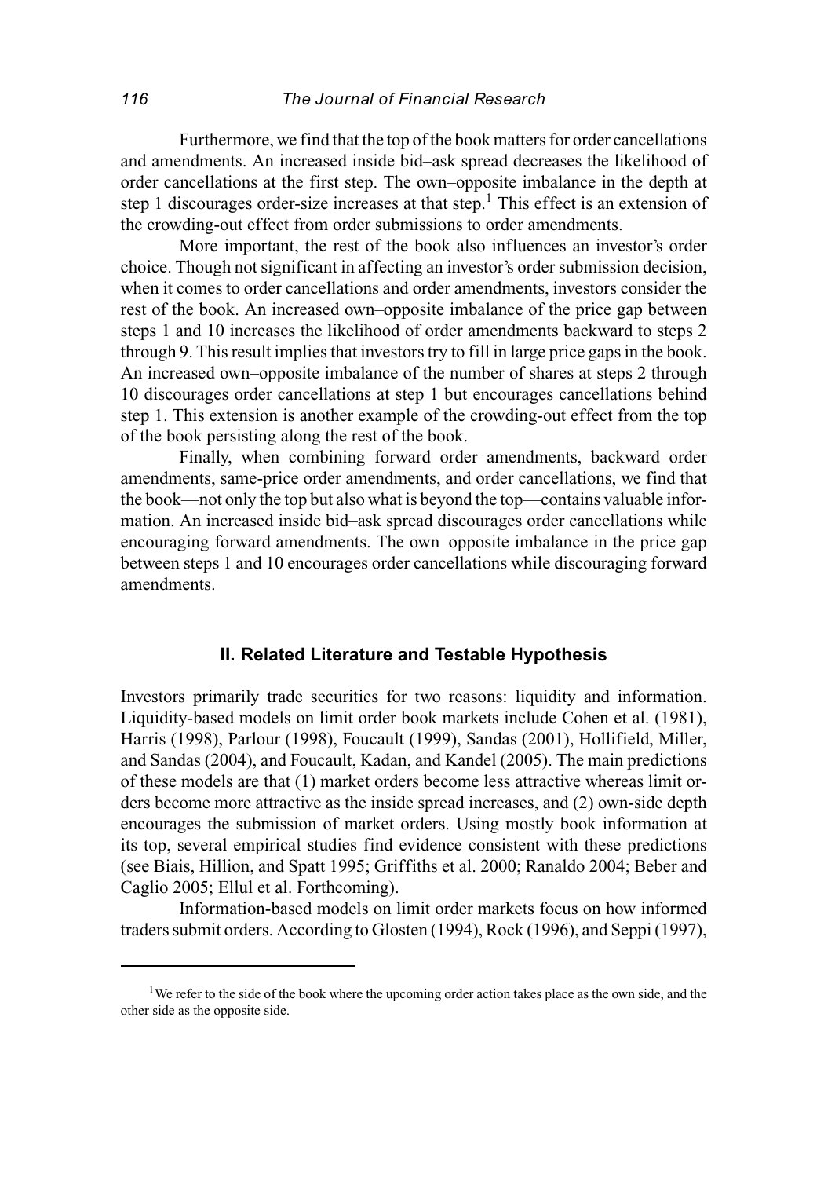Furthermore, we find that the top of the book matters for order cancellations and amendments. An increased inside bid–ask spread decreases the likelihood of order cancellations at the first step. The own–opposite imbalance in the depth at step 1 discourages order-size increases at that step.[1] This effect is an extension of the crowding-out effect from order submissions to order amendments.

More important, the rest of the book also influences an investor's order choice. Though not significant in affecting an investor's order submission decision, when it comes to order cancellations and order amendments, investors consider the rest of the book. An increased own–opposite imbalance of the price gap between steps 1 and 10 increases the likelihood of order amendments backward to steps 2 through 9. This result implies that investors try to fill in large price gaps in the book. An increased own–opposite imbalance of the number of shares at steps 2 through 10 discourages order cancellations at step 1 but encourages cancellations behind step 1. This extension is another example of the crowding-out effect from the top of the book persisting along the rest of the book.

Finally, when combining forward order amendments, backward order amendments, same-price order amendments, and order cancellations, we find that the book—not only the top but also what is beyond the top—contains valuable information. An increased inside bid–ask spread discourages order cancellations while encouraging forward amendments. The own–opposite imbalance in the price gap between steps 1 and 10 encourages order cancellations while discouraging forward amendments.

## II. Related Literature and Testable Hypothesis

Investors primarily trade securities for two reasons: liquidity and information. Liquidity-based models on limit order book markets include Cohen et al. (1981), Harris (1998), Parlour (1998), Foucault (1999), Sandas (2001), Hollifield, Miller, and Sandas (2004), and Foucault, Kadan, and Kandel (2005). The main predictions of these models are that (1) market orders become less attractive whereas limit orders become more attractive as the inside spread increases, and (2) own-side depth encourages the submission of market orders. Using mostly book information at its top, several empirical studies find evidence consistent with these predictions (see Biais, Hillion, and Spatt 1995; Griffiths et al. 2000; Ranaldo 2004; Beber and Caglio 2005; Ellul et al. Forthcoming).

Information-based models on limit order markets focus on how informed traders submit orders. According to Glosten (1994), Rock (1996), and Seppi (1997),

[1] We refer to the side of the book where the upcoming order action takes place as the own side, and the other side as the opposite side.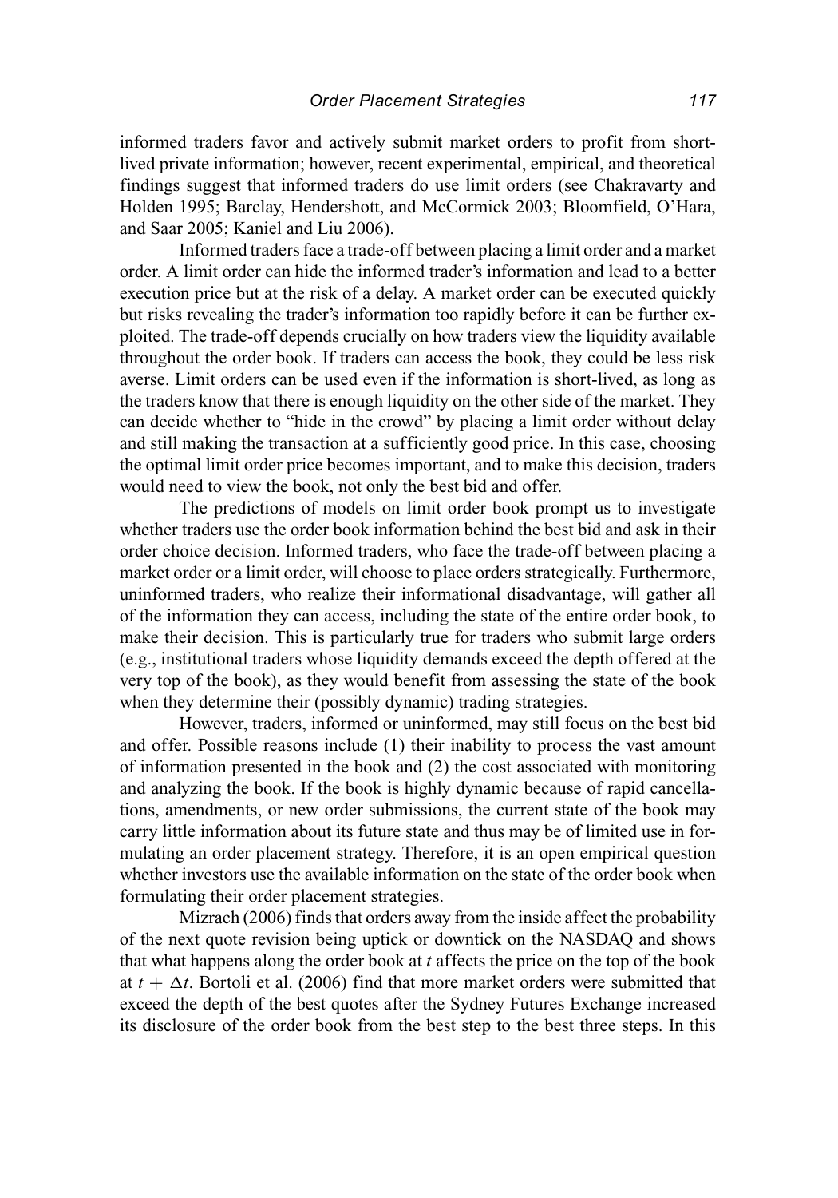informed traders favor and actively submit market orders to profit from short-lived private information; however, recent experimental, empirical, and theoretical findings suggest that informed traders do use limit orders (see Chakravarty and Holden 1995; Barclay, Hendershott, and McCormick 2003; Bloomfield, O'Hara, and Saar 2005; Kaniel and Liu 2006).

Informed traders face a trade-off between placing a limit order and a market order. A limit order can hide the informed trader's information and lead to a better execution price but at the risk of a delay. A market order can be executed quickly but risks revealing the trader's information too rapidly before it can be further exploited. The trade-off depends crucially on how traders view the liquidity available throughout the order book. If traders can access the book, they could be less risk averse. Limit orders can be used even if the information is short-lived, as long as the traders know that there is enough liquidity on the other side of the market. They can decide whether to "hide in the crowd" by placing a limit order without delay and still making the transaction at a sufficiently good price. In this case, choosing the optimal limit order price becomes important, and to make this decision, traders would need to view the book, not only the best bid and offer.

The predictions of models on limit order book prompt us to investigate whether traders use the order book information behind the best bid and ask in their order choice decision. Informed traders, who face the trade-off between placing a market order or a limit order, will choose to place orders strategically. Furthermore, uninformed traders, who realize their informational disadvantage, will gather all of the information they can access, including the state of the entire order book, to make their decision. This is particularly true for traders who submit large orders (e.g., institutional traders whose liquidity demands exceed the depth offered at the very top of the book), as they would benefit from assessing the state of the book when they determine their (possibly dynamic) trading strategies.

However, traders, informed or uninformed, may still focus on the best bid and offer. Possible reasons include (1) their inability to process the vast amount of information presented in the book and (2) the cost associated with monitoring and analyzing the book. If the book is highly dynamic because of rapid cancellations, amendments, or new order submissions, the current state of the book may carry little information about its future state and thus may be of limited use in formulating an order placement strategy. Therefore, it is an open empirical question whether investors use the available information on the state of the order book when formulating their order placement strategies.

Mizrach (2006) finds that orders away from the inside affect the probability of the next quote revision being uptick or downtick on the NASDAQ and shows that what happens along the order book at $t$ affects the price on the top of the book at $t + \Delta t$. Bortoli et al. (2006) find that more market orders were submitted that exceed the depth of the best quotes after the Sydney Futures Exchange increased its disclosure of the order book from the best step to the best three steps. In this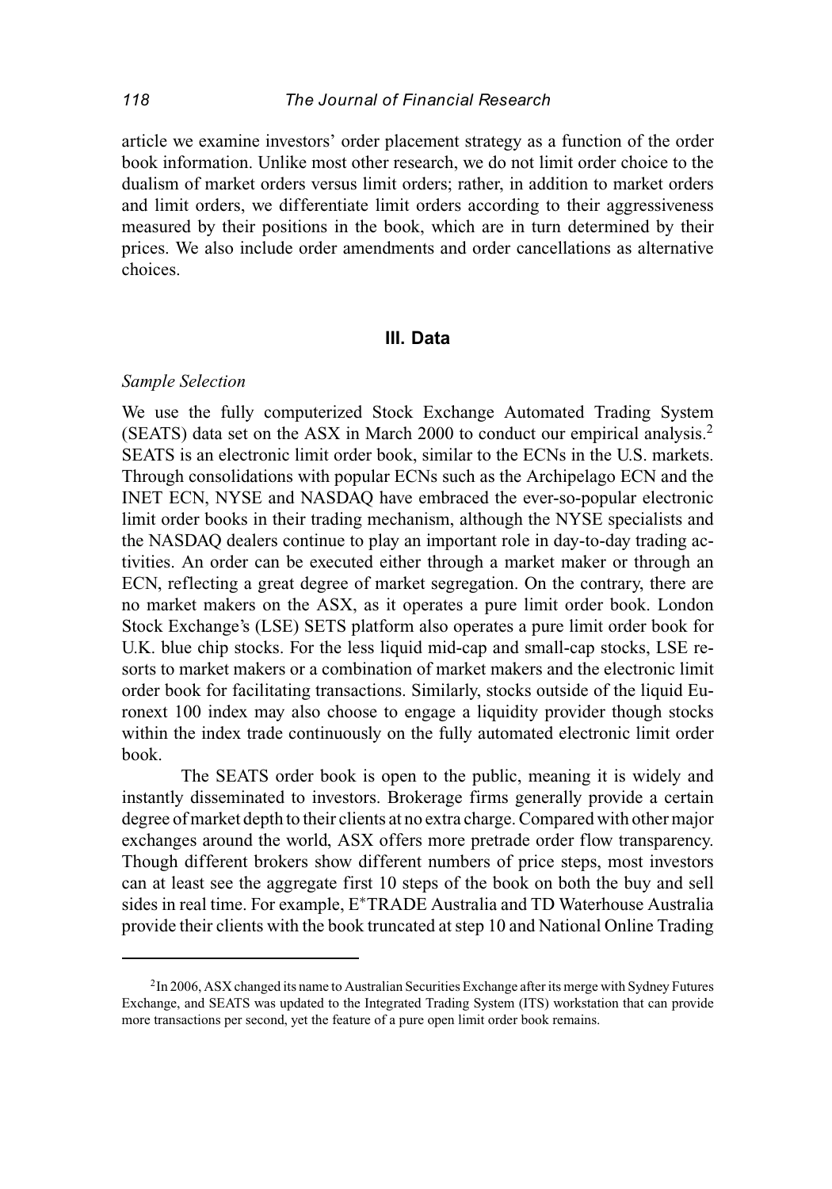article we examine investors' order placement strategy as a function of the order book information. Unlike most other research, we do not limit order choice to the dualism of market orders versus limit orders; rather, in addition to market orders and limit orders, we differentiate limit orders according to their aggressiveness measured by their positions in the book, which are in turn determined by their prices. We also include order amendments and order cancellations as alternative choices.

## III. Data

*Sample Selection*

We use the fully computerized Stock Exchange Automated Trading System (SEATS) data set on the ASX in March 2000 to conduct our empirical analysis.[2] SEATS is an electronic limit order book, similar to the ECNs in the U.S. markets. Through consolidations with popular ECNs such as the Archipelago ECN and the INET ECN, NYSE and NASDAQ have embraced the ever-so-popular electronic limit order books in their trading mechanism, although the NYSE specialists and the NASDAQ dealers continue to play an important role in day-to-day trading activities. An order can be executed either through a market maker or through an ECN, reflecting a great degree of market segregation. On the contrary, there are no market makers on the ASX, as it operates a pure limit order book. London Stock Exchange's (LSE) SETS platform also operates a pure limit order book for U.K. blue chip stocks. For the less liquid mid-cap and small-cap stocks, LSE resorts to market makers or a combination of market makers and the electronic limit order book for facilitating transactions. Similarly, stocks outside of the liquid Euronext 100 index may also choose to engage a liquidity provider though stocks within the index trade continuously on the fully automated electronic limit order book.

The SEATS order book is open to the public, meaning it is widely and instantly disseminated to investors. Brokerage firms generally provide a certain degree of market depth to their clients at no extra charge. Compared with other major exchanges around the world, ASX offers more pretrade order flow transparency. Though different brokers show different numbers of price steps, most investors can at least see the aggregate first 10 steps of the book on both the buy and sell sides in real time. For example, E*TRADE Australia and TD Waterhouse Australia provide their clients with the book truncated at step 10 and National Online Trading

[2] In 2006, ASX changed its name to Australian Securities Exchange after its merge with Sydney Futures Exchange, and SEATS was updated to the Integrated Trading System (ITS) workstation that can provide more transactions per second, yet the feature of a pure open limit order book remains.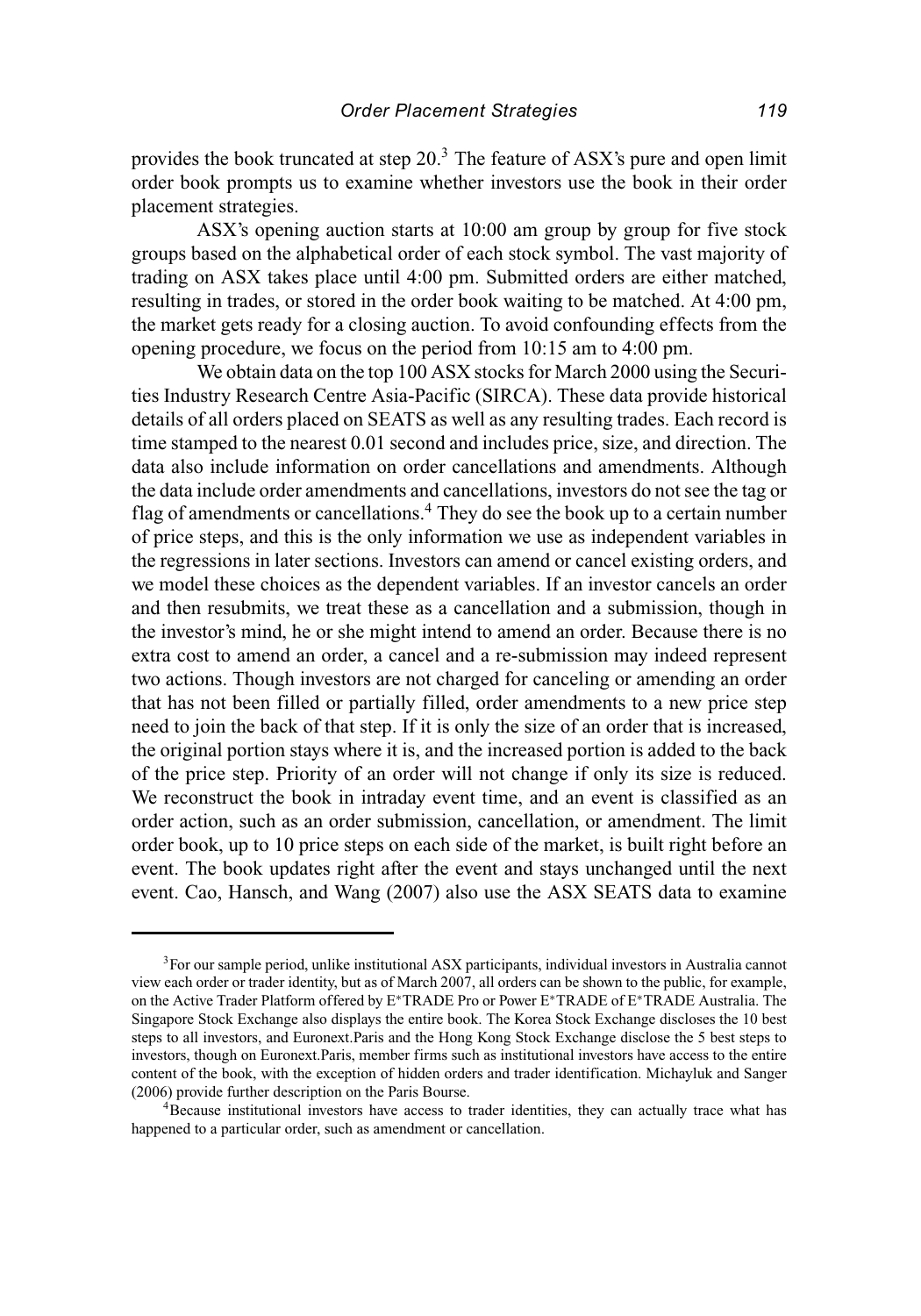provides the book truncated at step 20.[3] The feature of ASX's pure and open limit order book prompts us to examine whether investors use the book in their order placement strategies.

ASX's opening auction starts at 10:00 am group by group for five stock groups based on the alphabetical order of each stock symbol. The vast majority of trading on ASX takes place until 4:00 pm. Submitted orders are either matched, resulting in trades, or stored in the order book waiting to be matched. At 4:00 pm, the market gets ready for a closing auction. To avoid confounding effects from the opening procedure, we focus on the period from 10:15 am to 4:00 pm.

We obtain data on the top 100 ASX stocks for March 2000 using the Securities Industry Research Centre Asia-Pacific (SIRCA). These data provide historical details of all orders placed on SEATS as well as any resulting trades. Each record is time stamped to the nearest 0.01 second and includes price, size, and direction. The data also include information on order cancellations and amendments. Although the data include order amendments and cancellations, investors do not see the tag or flag of amendments or cancellations.[4] They do see the book up to a certain number of price steps, and this is the only information we use as independent variables in the regressions in later sections. Investors can amend or cancel existing orders, and we model these choices as the dependent variables. If an investor cancels an order and then resubmits, we treat these as a cancellation and a submission, though in the investor's mind, he or she might intend to amend an order. Because there is no extra cost to amend an order, a cancel and a re-submission may indeed represent two actions. Though investors are not charged for canceling or amending an order that has not been filled or partially filled, order amendments to a new price step need to join the back of that step. If it is only the size of an order that is increased, the original portion stays where it is, and the increased portion is added to the back of the price step. Priority of an order will not change if only its size is reduced. We reconstruct the book in intraday event time, and an event is classified as an order action, such as an order submission, cancellation, or amendment. The limit order book, up to 10 price steps on each side of the market, is built right before an event. The book updates right after the event and stays unchanged until the next event. Cao, Hansch, and Wang (2007) also use the ASX SEATS data to examine

---

[3]For our sample period, unlike institutional ASX participants, individual investors in Australia cannot view each order or trader identity, but as of March 2007, all orders can be shown to the public, for example, on the Active Trader Platform offered by E*TRADE Pro or Power E*TRADE of E*TRADE Australia. The Singapore Stock Exchange also displays the entire book. The Korea Stock Exchange discloses the 10 best steps to all investors, and Euronext.Paris and the Hong Kong Stock Exchange disclose the 5 best steps to investors, though on Euronext.Paris, member firms such as institutional investors have access to the entire content of the book, with the exception of hidden orders and trader identification. Michayluk and Sanger (2006) provide further description on the Paris Bourse.

[4]Because institutional investors have access to trader identities, they can actually trace what has happened to a particular order, such as amendment or cancellation.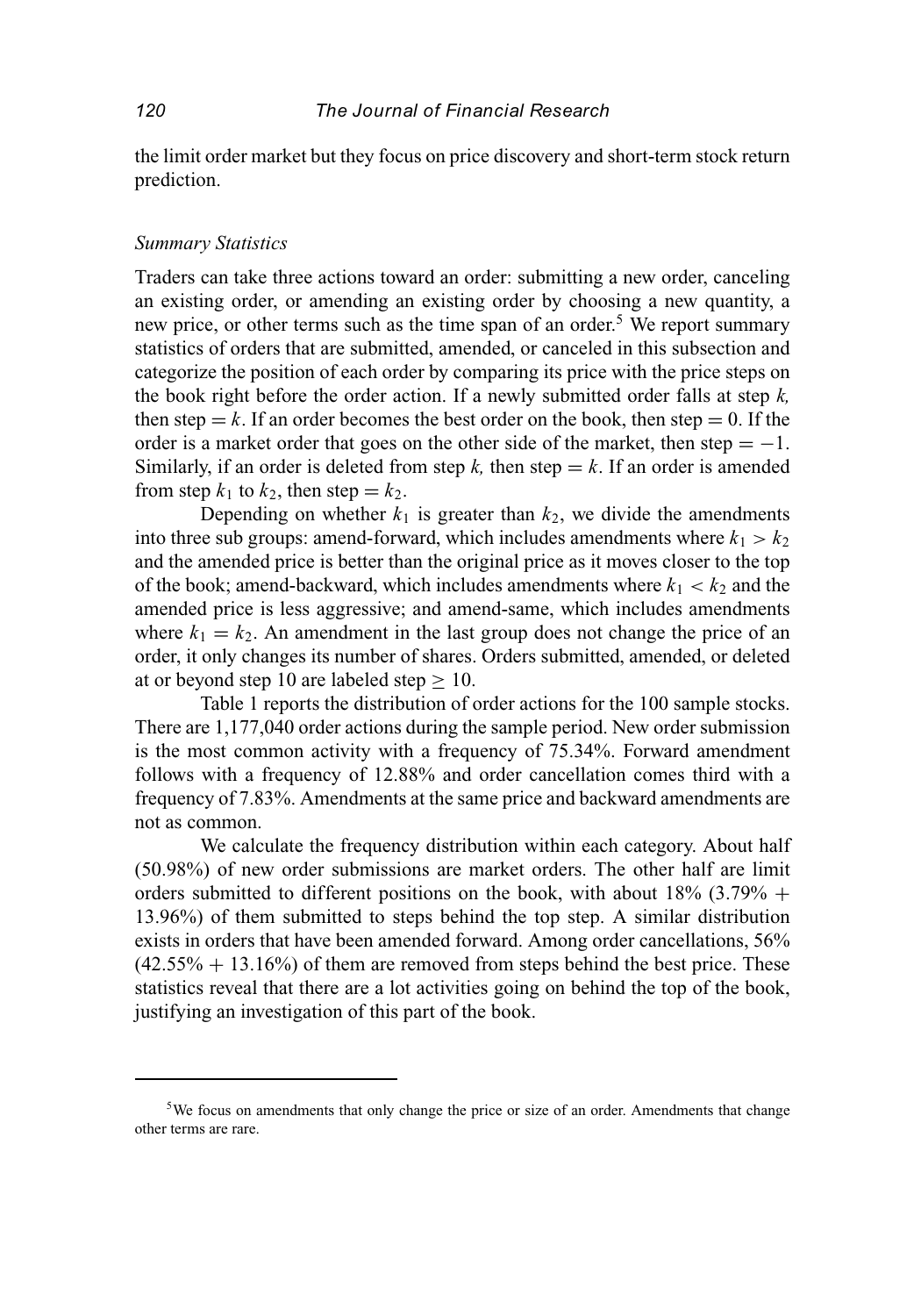the limit order market but they focus on price discovery and short-term stock return prediction.

### *Summary Statistics*

Traders can take three actions toward an order: submitting a new order, canceling an existing order, or amending an existing order by choosing a new quantity, a new price, or other terms such as the time span of an order.[5] We report summary statistics of orders that are submitted, amended, or canceled in this subsection and categorize the position of each order by comparing its price with the price steps on the book right before the order action. If a newly submitted order falls at step $k$, then step $= k$. If an order becomes the best order on the book, then step $= 0$. If the order is a market order that goes on the other side of the market, then step $= -1$. Similarly, if an order is deleted from step $k$, then step $= k$. If an order is amended from step $k_1$ to $k_2$, then step $= k_2$.

Depending on whether $k_1$ is greater than $k_2$, we divide the amendments into three sub groups: amend-forward, which includes amendments where $k_1 > k_2$ and the amended price is better than the original price as it moves closer to the top of the book; amend-backward, which includes amendments where $k_1 < k_2$ and the amended price is less aggressive; and amend-same, which includes amendments where $k_1 = k_2$. An amendment in the last group does not change the price of an order, it only changes its number of shares. Orders submitted, amended, or deleted at or beyond step 10 are labeled step $\geq 10$.

Table 1 reports the distribution of order actions for the 100 sample stocks. There are 1,177,040 order actions during the sample period. New order submission is the most common activity with a frequency of 75.34%. Forward amendment follows with a frequency of 12.88% and order cancellation comes third with a frequency of 7.83%. Amendments at the same price and backward amendments are not as common.

We calculate the frequency distribution within each category. About half (50.98%) of new order submissions are market orders. The other half are limit orders submitted to different positions on the book, with about 18% (3.79% + 13.96%) of them submitted to steps behind the top step. A similar distribution exists in orders that have been amended forward. Among order cancellations, 56% (42.55% + 13.16%) of them are removed from steps behind the best price. These statistics reveal that there are a lot activities going on behind the top of the book, justifying an investigation of this part of the book.

---

[5]We focus on amendments that only change the price or size of an order. Amendments that change other terms are rare.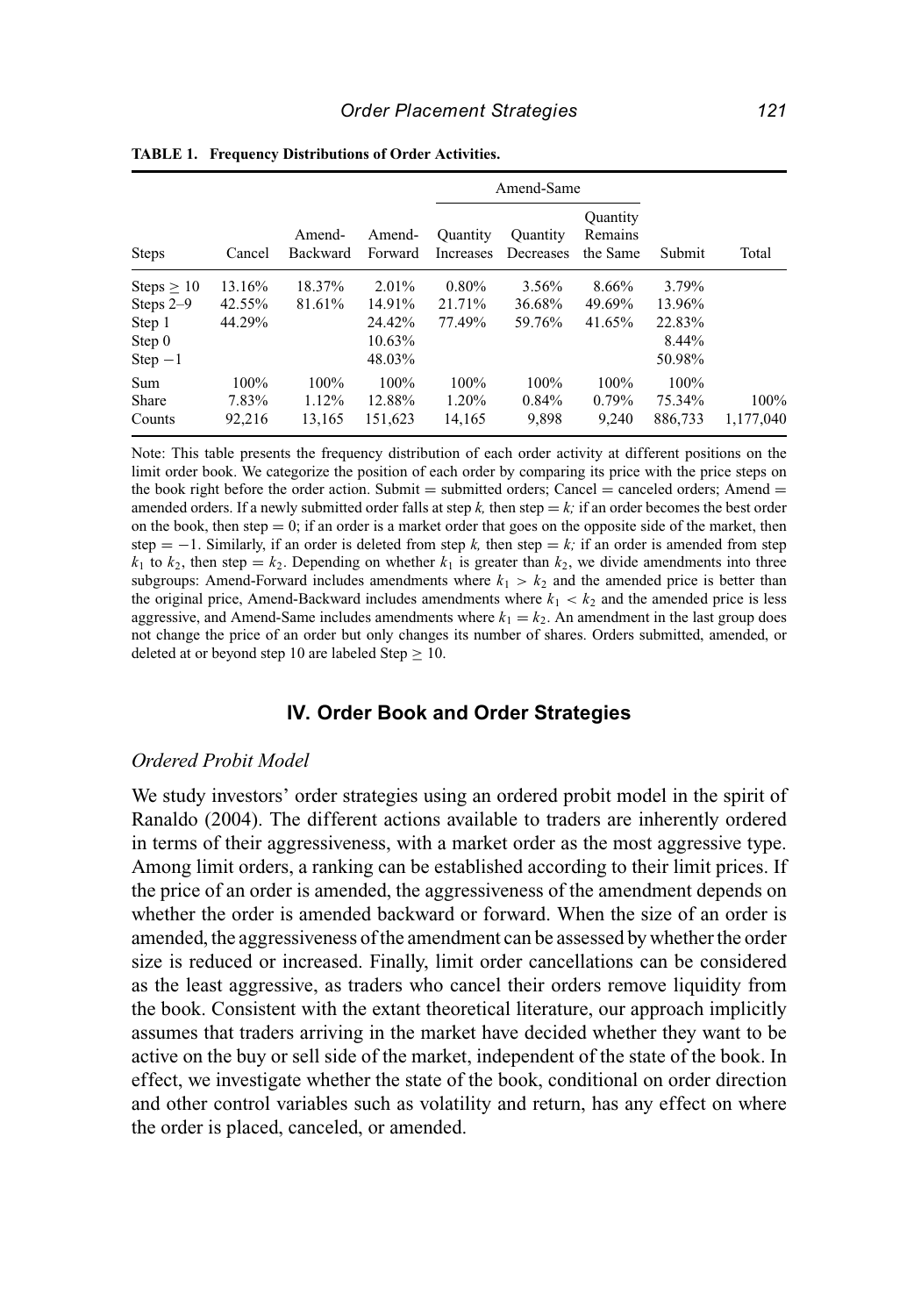**TABLE 1. Frequency Distributions of Order Activities.**

| Steps | Cancel | Amend-Backward | Amend-Forward | Amend-Same | | | Submit | Total |
|---|---|---|---|---|---|---|---|---|
| | | | | Quantity Increases | Quantity Decreases | Quantity Remains the Same | | |
| Steps ≥ 10 | 13.16% | 18.37% | 2.01% | 0.80% | 3.56% | 8.66% | 3.79% | |
| Steps 2–9 | 42.55% | 81.61% | 14.91% | 21.71% | 36.68% | 49.69% | 13.96% | |
| Step 1 | 44.29% | | 24.42% | 77.49% | 59.76% | 41.65% | 22.83% | |
| Step 0 | | | 10.63% | | | | 8.44% | |
| Step −1 | | | 48.03% | | | | 50.98% | |
| Sum | 100% | 100% | 100% | 100% | 100% | 100% | 100% | |
| Share | 7.83% | 1.12% | 12.88% | 1.20% | 0.84% | 0.79% | 75.34% | 100% |
| Counts | 92,216 | 13,165 | 151,623 | 14,165 | 9,898 | 9,240 | 886,733 | 1,177,040 |

Note: This table presents the frequency distribution of each order activity at different positions on the limit order book. We categorize the position of each order by comparing its price with the price steps on the book right before the order action. Submit = submitted orders; Cancel = canceled orders; Amend = amended orders. If a newly submitted order falls at step $k$, then step = $k$; if an order becomes the best order on the book, then step = 0; if an order is a market order that goes on the opposite side of the market, then step = −1. Similarly, if an order is deleted from step $k$, then step = $k$; if an order is amended from step $k_1$ to $k_2$, then step = $k_2$. Depending on whether $k_1$ is greater than $k_2$, we divide amendments into three subgroups: Amend-Forward includes amendments where $k_1 > k_2$ and the amended price is better than the original price, Amend-Backward includes amendments where $k_1 < k_2$ and the amended price is less aggressive, and Amend-Same includes amendments where $k_1 = k_2$. An amendment in the last group does not change the price of an order but only changes its number of shares. Orders submitted, amended, or deleted at or beyond step 10 are labeled Step ≥ 10.

## IV. Order Book and Order Strategies

### *Ordered Probit Model*

We study investors' order strategies using an ordered probit model in the spirit of Ranaldo (2004). The different actions available to traders are inherently ordered in terms of their aggressiveness, with a market order as the most aggressive type. Among limit orders, a ranking can be established according to their limit prices. If the price of an order is amended, the aggressiveness of the amendment depends on whether the order is amended backward or forward. When the size of an order is amended, the aggressiveness of the amendment can be assessed by whether the order size is reduced or increased. Finally, limit order cancellations can be considered as the least aggressive, as traders who cancel their orders remove liquidity from the book. Consistent with the extant theoretical literature, our approach implicitly assumes that traders arriving in the market have decided whether they want to be active on the buy or sell side of the market, independent of the state of the book. In effect, we investigate whether the state of the book, conditional on order direction and other control variables such as volatility and return, has any effect on where the order is placed, canceled, or amended.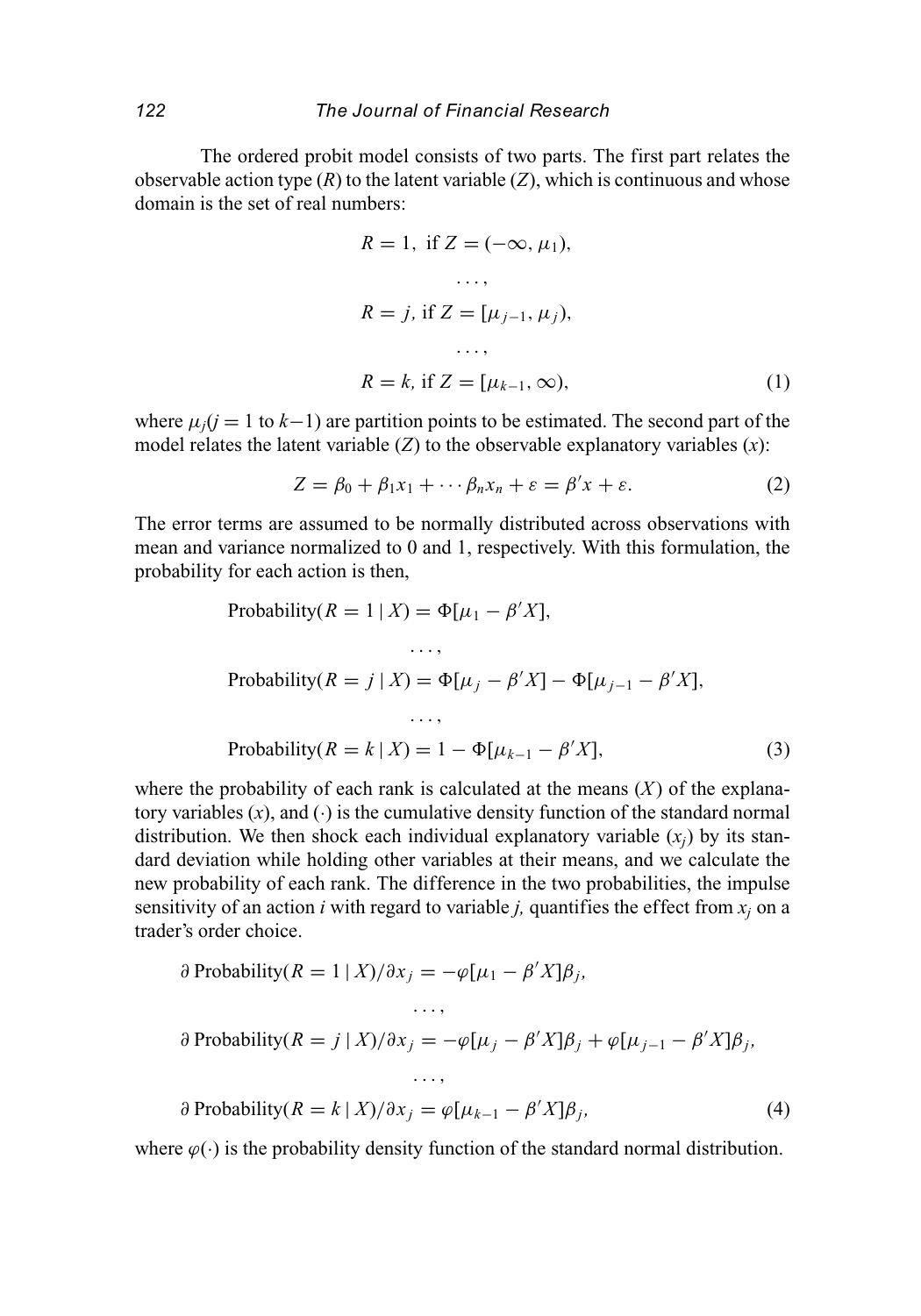The ordered probit model consists of two parts. The first part relates the observable action type ($R$) to the latent variable ($Z$), which is continuous and whose domain is the set of real numbers:

$$
\begin{aligned}
R &= 1, \text{ if } Z = (-\infty, \mu_1), \\
&\ldots, \\
R &= j, \text{ if } Z = [\mu_{j-1}, \mu_j), \\
&\ldots, \\
R &= k, \text{ if } Z = [\mu_{k-1}, \infty),
\end{aligned} \tag{1}
$$

where $\mu_j (j = 1 \text{ to } k-1)$ are partition points to be estimated. The second part of the model relates the latent variable ($Z$) to the observable explanatory variables ($x$):

$$
Z = \beta_0 + \beta_1 x_1 + \cdots \beta_n x_n + \varepsilon = \beta' x + \varepsilon. \tag{2}
$$

The error terms are assumed to be normally distributed across observations with mean and variance normalized to 0 and 1, respectively. With this formulation, the probability for each action is then,

$$
\begin{aligned}
&\text{Probability}(R = 1 \mid X) = \Phi[\mu_1 - \beta' X], \\
&\qquad \ldots, \\
&\text{Probability}(R = j \mid X) = \Phi[\mu_j - \beta' X] - \Phi[\mu_{j-1} - \beta' X], \\
&\qquad \ldots, \\
&\text{Probability}(R = k \mid X) = 1 - \Phi[\mu_{k-1} - \beta' X],
\end{aligned} \tag{3}
$$

where the probability of each rank is calculated at the means ($X$) of the explanatory variables ($x$), and $(\cdot)$ is the cumulative density function of the standard normal distribution. We then shock each individual explanatory variable ($x_j$) by its standard deviation while holding other variables at their means, and we calculate the new probability of each rank. The difference in the two probabilities, the impulse sensitivity of an action $i$ with regard to variable $j$, quantifies the effect from $x_j$ on a trader's order choice.

$$
\begin{aligned}
&\partial\, \text{Probability}(R = 1 \mid X)/\partial x_j = -\varphi[\mu_1 - \beta' X]\beta_j, \\
&\qquad \ldots, \\
&\partial\, \text{Probability}(R = j \mid X)/\partial x_j = -\varphi[\mu_j - \beta' X]\beta_j + \varphi[\mu_{j-1} - \beta' X]\beta_j, \\
&\qquad \ldots, \\
&\partial\, \text{Probability}(R = k \mid X)/\partial x_j = \varphi[\mu_{k-1} - \beta' X]\beta_j,
\end{aligned} \tag{4}
$$

where $\varphi(\cdot)$ is the probability density function of the standard normal distribution.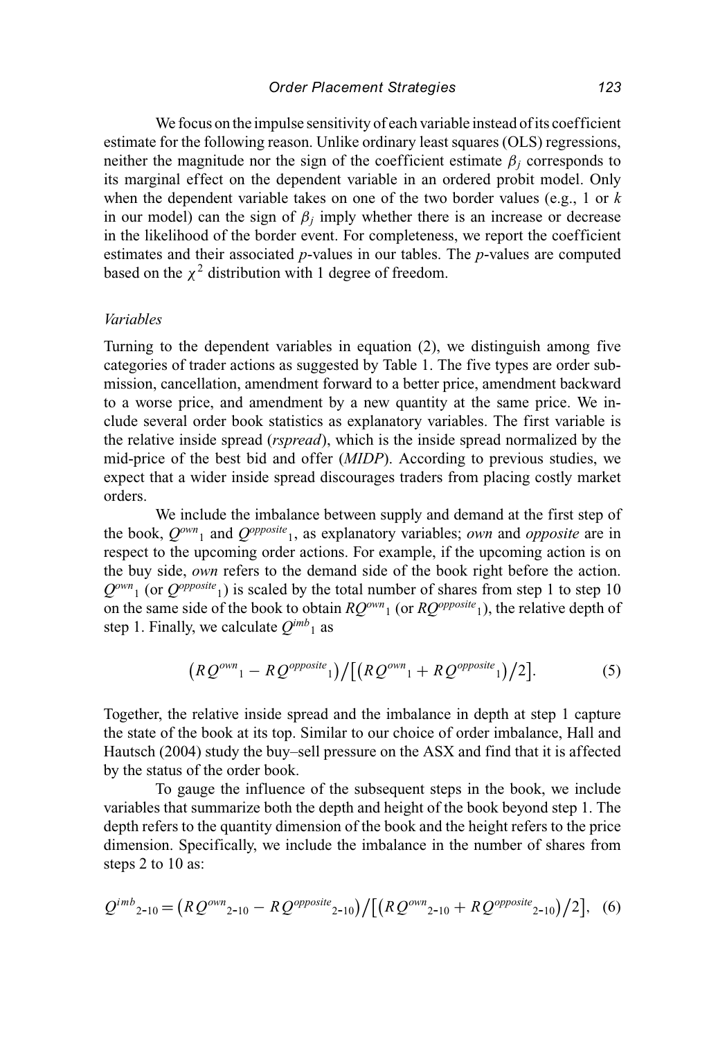We focus on the impulse sensitivity of each variable instead of its coefficient estimate for the following reason. Unlike ordinary least squares (OLS) regressions, neither the magnitude nor the sign of the coefficient estimate $\beta_j$ corresponds to its marginal effect on the dependent variable in an ordered probit model. Only when the dependent variable takes on one of the two border values (e.g., 1 or $k$ in our model) can the sign of $\beta_j$ imply whether there is an increase or decrease in the likelihood of the border event. For completeness, we report the coefficient estimates and their associated $p$-values in our tables. The $p$-values are computed based on the $\chi^2$ distribution with 1 degree of freedom.

### *Variables*

Turning to the dependent variables in equation (2), we distinguish among five categories of trader actions as suggested by Table 1. The five types are order submission, cancellation, amendment forward to a better price, amendment backward to a worse price, and amendment by a new quantity at the same price. We include several order book statistics as explanatory variables. The first variable is the relative inside spread (*rspread*), which is the inside spread normalized by the mid-price of the best bid and offer (*MIDP*). According to previous studies, we expect that a wider inside spread discourages traders from placing costly market orders.

We include the imbalance between supply and demand at the first step of the book, $Q^{own}{}_1$ and $Q^{opposite}{}_1$, as explanatory variables; *own* and *opposite* are in respect to the upcoming order actions. For example, if the upcoming action is on the buy side, *own* refers to the demand side of the book right before the action. $Q^{own}{}_1$ (or $Q^{opposite}{}_1$) is scaled by the total number of shares from step 1 to step 10 on the same side of the book to obtain $RQ^{own}{}_1$ (or $RQ^{opposite}{}_1$), the relative depth of step 1. Finally, we calculate $Q^{imb}{}_1$ as

$$\left(RQ^{own}{}_1 - RQ^{opposite}{}_1\right) / \left[\left(RQ^{own}{}_1 + RQ^{opposite}{}_1\right)/2\right]. \tag{5}$$

Together, the relative inside spread and the imbalance in depth at step 1 capture the state of the book at its top. Similar to our choice of order imbalance, Hall and Hautsch (2004) study the buy–sell pressure on the ASX and find that it is affected by the status of the order book.

To gauge the influence of the subsequent steps in the book, we include variables that summarize both the depth and height of the book beyond step 1. The depth refers to the quantity dimension of the book and the height refers to the price dimension. Specifically, we include the imbalance in the number of shares from steps 2 to 10 as:

$$Q^{imb}{}_{2\text{-}10} = \left(RQ^{own}{}_{2\text{-}10} - RQ^{opposite}{}_{2\text{-}10}\right) / \left[\left(RQ^{own}{}_{2\text{-}10} + RQ^{opposite}{}_{2\text{-}10}\right)/2\right], \tag{6}$$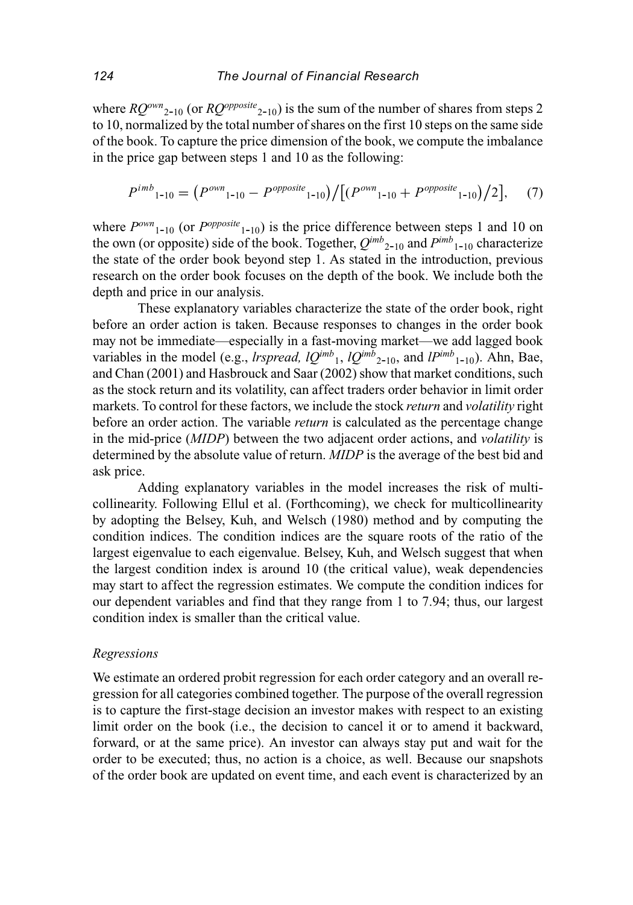where $RQ^{own}{}_{2\text{-}10}$ (or $RQ^{opposite}{}_{2\text{-}10}$) is the sum of the number of shares from steps 2 to 10, normalized by the total number of shares on the first 10 steps on the same side of the book. To capture the price dimension of the book, we compute the imbalance in the price gap between steps 1 and 10 as the following:

$$P^{imb}{}_{1\text{-}10} = \left(P^{own}{}_{1\text{-}10} - P^{opposite}{}_{1\text{-}10}\right) / \left[\left(P^{own}{}_{1\text{-}10} + P^{opposite}{}_{1\text{-}10}\right)/2\right], \quad (7)$$

where $P^{own}{}_{1\text{-}10}$ (or $P^{opposite}{}_{1\text{-}10}$) is the price difference between steps 1 and 10 on the own (or opposite) side of the book. Together, $Q^{imb}{}_{2\text{-}10}$ and $P^{imb}{}_{1\text{-}10}$ characterize the state of the order book beyond step 1. As stated in the introduction, previous research on the order book focuses on the depth of the book. We include both the depth and price in our analysis.

These explanatory variables characterize the state of the order book, right before an order action is taken. Because responses to changes in the order book may not be immediate—especially in a fast-moving market—we add lagged book variables in the model (e.g., *lrspread,* $lQ^{imb}{}_{1}$, $lQ^{imb}{}_{2\text{-}10}$, and $lP^{imb}{}_{1\text{-}10}$). Ahn, Bae, and Chan (2001) and Hasbrouck and Saar (2002) show that market conditions, such as the stock return and its volatility, can affect traders order behavior in limit order markets. To control for these factors, we include the stock *return* and *volatility* right before an order action. The variable *return* is calculated as the percentage change in the mid-price (*MIDP*) between the two adjacent order actions, and *volatility* is determined by the absolute value of return. *MIDP* is the average of the best bid and ask price.

Adding explanatory variables in the model increases the risk of multicollinearity. Following Ellul et al. (Forthcoming), we check for multicollinearity by adopting the Belsey, Kuh, and Welsch (1980) method and by computing the condition indices. The condition indices are the square roots of the ratio of the largest eigenvalue to each eigenvalue. Belsey, Kuh, and Welsch suggest that when the largest condition index is around 10 (the critical value), weak dependencies may start to affect the regression estimates. We compute the condition indices for our dependent variables and find that they range from 1 to 7.94; thus, our largest condition index is smaller than the critical value.

### *Regressions*

We estimate an ordered probit regression for each order category and an overall regression for all categories combined together. The purpose of the overall regression is to capture the first-stage decision an investor makes with respect to an existing limit order on the book (i.e., the decision to cancel it or to amend it backward, forward, or at the same price). An investor can always stay put and wait for the order to be executed; thus, no action is a choice, as well. Because our snapshots of the order book are updated on event time, and each event is characterized by an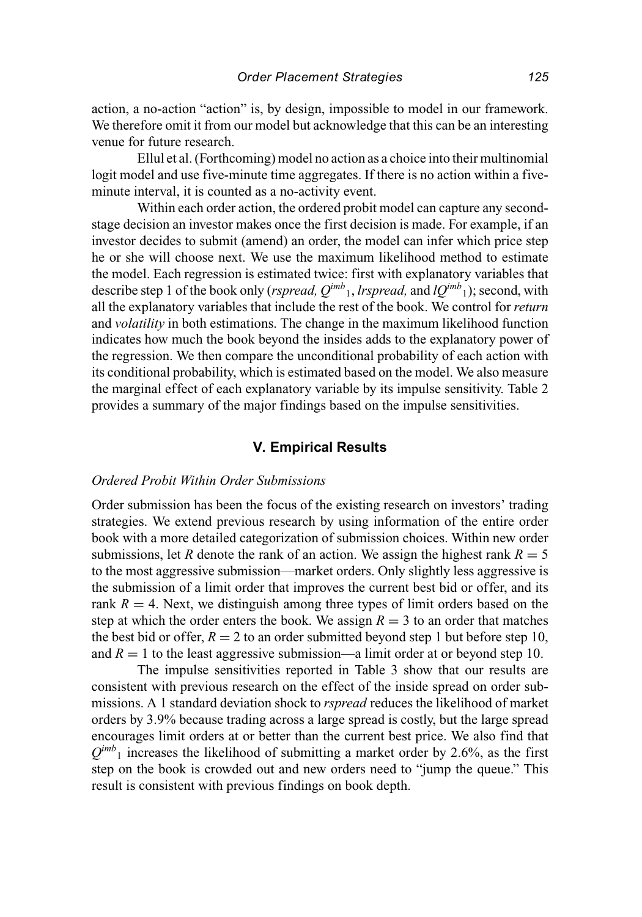action, a no-action "action" is, by design, impossible to model in our framework. We therefore omit it from our model but acknowledge that this can be an interesting venue for future research.

Ellul et al. (Forthcoming) model no action as a choice into their multinomial logit model and use five-minute time aggregates. If there is no action within a five-minute interval, it is counted as a no-activity event.

Within each order action, the ordered probit model can capture any second-stage decision an investor makes once the first decision is made. For example, if an investor decides to submit (amend) an order, the model can infer which price step he or she will choose next. We use the maximum likelihood method to estimate the model. Each regression is estimated twice: first with explanatory variables that describe step 1 of the book only (*rspread*, $Q^{imb}{}_1$, *lrspread*, and $lQ^{imb}{}_1$); second, with all the explanatory variables that include the rest of the book. We control for *return* and *volatility* in both estimations. The change in the maximum likelihood function indicates how much the book beyond the insides adds to the explanatory power of the regression. We then compare the unconditional probability of each action with its conditional probability, which is estimated based on the model. We also measure the marginal effect of each explanatory variable by its impulse sensitivity. Table 2 provides a summary of the major findings based on the impulse sensitivities.

## V. Empirical Results

### *Ordered Probit Within Order Submissions*

Order submission has been the focus of the existing research on investors' trading strategies. We extend previous research by using information of the entire order book with a more detailed categorization of submission choices. Within new order submissions, let $R$ denote the rank of an action. We assign the highest rank $R = 5$ to the most aggressive submission—market orders. Only slightly less aggressive is the submission of a limit order that improves the current best bid or offer, and its rank $R = 4$. Next, we distinguish among three types of limit orders based on the step at which the order enters the book. We assign $R = 3$ to an order that matches the best bid or offer, $R = 2$ to an order submitted beyond step 1 but before step 10, and $R = 1$ to the least aggressive submission—a limit order at or beyond step 10.

The impulse sensitivities reported in Table 3 show that our results are consistent with previous research on the effect of the inside spread on order submissions. A 1 standard deviation shock to *rspread* reduces the likelihood of market orders by 3.9% because trading across a large spread is costly, but the large spread encourages limit orders at or better than the current best price. We also find that $Q^{imb}{}_1$ increases the likelihood of submitting a market order by 2.6%, as the first step on the book is crowded out and new orders need to "jump the queue." This result is consistent with previous findings on book depth.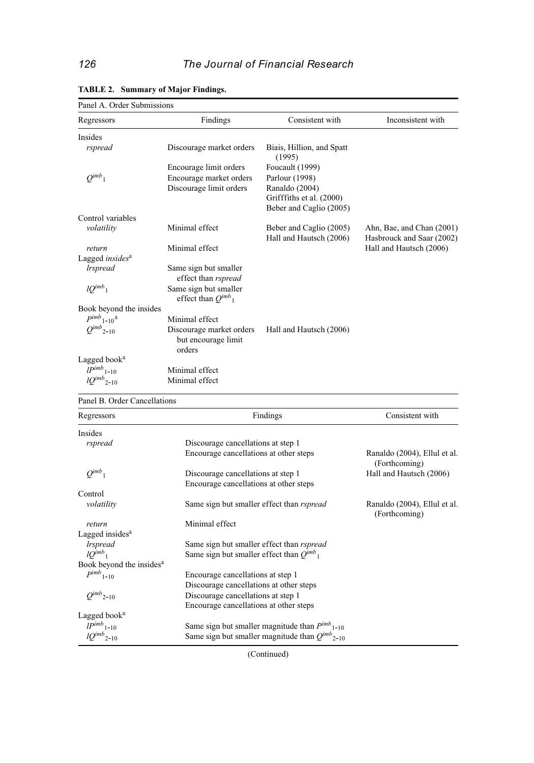**TABLE 2. Summary of Major Findings.**

Panel A. Order Submissions

| Regressors | Findings | Consistent with | Inconsistent with |
|---|---|---|---|
| Insides | | | |
| *rspread* | Discourage market orders | Biais, Hillion, and Spatt (1995) | |
| | Encourage limit orders | Foucault (1999) | |
| $Q^{imb}{}_1$ | Encourage market orders | Parlour (1998) | |
| | Discourage limit orders | Ranaldo (2004) | |
| | | Grifffiths et al. (2000) | |
| | | Beber and Caglio (2005) | |
| Control variables | | | |
| *volatility* | Minimal effect | Beber and Caglio (2005) | Ahn, Bae, and Chan (2001) |
| | | Hall and Hautsch (2006) | Hasbrouck and Saar (2002) |
| *return* | Minimal effect | | Hall and Hautsch (2006) |
| Lagged *insides*[a] | | | |
| *lrspread* | Same sign but smaller effect than *rspread* | | |
| $lQ^{imb}{}_1$ | Same sign but smaller effect than $Q^{imb}{}_1$ | | |
| Book beyond the insides | | | |
| $P^{imb}{}_{1\text{-}10}$[a] | Minimal effect | | |
| $Q^{imb}{}_{2\text{-}10}$ | Discourage market orders but encourage limit orders | Hall and Hautsch (2006) | |
| Lagged book[a] | | | |
| $lP^{imb}{}_{1\text{-}10}$ | Minimal effect | | |
| $lQ^{imb}{}_{2\text{-}10}$ | Minimal effect | | |

Panel B. Order Cancellations

| Regressors | Findings | Consistent with |
|---|---|---|
| Insides | | |
| *rspread* | Discourage cancellations at step 1 | |
| | Encourage cancellations at other steps | Ranaldo (2004), Ellul et al. (Forthcoming) |
| $Q^{imb}{}_1$ | Discourage cancellations at step 1 | Hall and Hautsch (2006) |
| | Encourage cancellations at other steps | |
| Control | | |
| *volatility* | Same sign but smaller effect than *rspread* | Ranaldo (2004), Ellul et al. (Forthcoming) |
| *return* | Minimal effect | |
| Lagged insides[a] | | |
| *lrspread* | Same sign but smaller effect than *rspread* | |
| $lQ^{imb}{}_1$ | Same sign but smaller effect than $Q^{imb}{}_1$ | |
| Book beyond the insides[a] | | |
| $P^{imb}{}_{1\text{-}10}$ | Encourage cancellations at step 1 | |
| | Discourage cancellations at other steps | |
| $Q^{imb}{}_{2\text{-}10}$ | Discourage cancellations at step 1 | |
| | Encourage cancellations at other steps | |
| Lagged book[a] | | |
| $lP^{imb}{}_{1\text{-}10}$ | Same sign but smaller magnitude than $P^{imb}{}_{1\text{-}10}$ | |
| $lQ^{imb}{}_{2\text{-}10}$ | Same sign but smaller magnitude than $Q^{imb}{}_{2\text{-}10}$ | |

(Continued)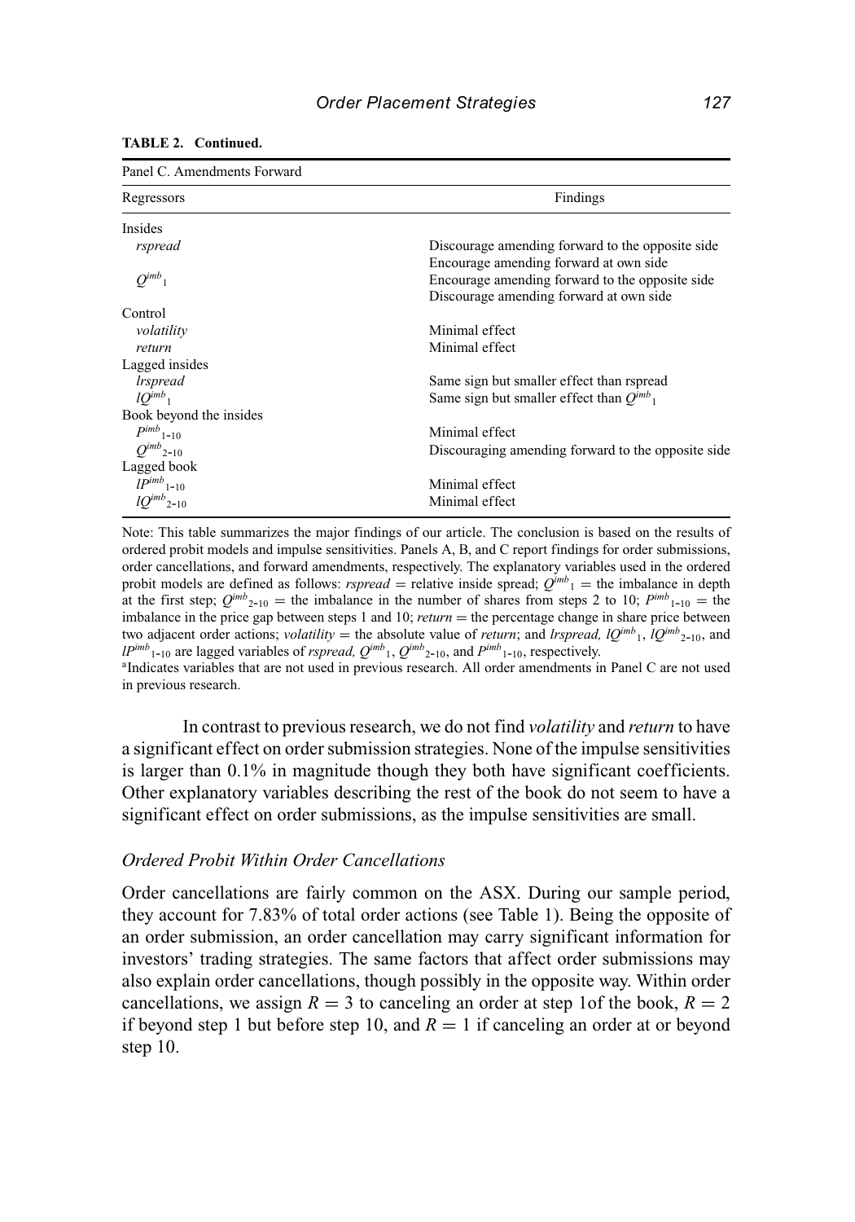**TABLE 2. Continued.**

| Panel C. Amendments Forward | |
|---|---|
| Regressors | Findings |
| Insides | |
| *rspread* | Discourage amending forward to the opposite side<br>Encourage amending forward at own side |
| $Q^{imb}{}_1$ | Encourage amending forward to the opposite side<br>Discourage amending forward at own side |
| Control | |
| *volatility* | Minimal effect |
| *return* | Minimal effect |
| Lagged insides | |
| *lrspread* | Same sign but smaller effect than rspread |
| $lQ^{imb}{}_1$ | Same sign but smaller effect than $Q^{imb}{}_1$ |
| Book beyond the insides | |
| $P^{imb}{}_{1\text{-}10}$ | Minimal effect |
| $Q^{imb}{}_{2\text{-}10}$ | Discouraging amending forward to the opposite side |
| Lagged book | |
| $lP^{imb}{}_{1\text{-}10}$ | Minimal effect |
| $lQ^{imb}{}_{2\text{-}10}$ | Minimal effect |

Note: This table summarizes the major findings of our article. The conclusion is based on the results of ordered probit models and impulse sensitivities. Panels A, B, and C report findings for order submissions, order cancellations, and forward amendments, respectively. The explanatory variables used in the ordered probit models are defined as follows: *rspread* = relative inside spread; $Q^{imb}{}_1$ = the imbalance in depth at the first step; $Q^{imb}{}_{2\text{-}10}$ = the imbalance in the number of shares from steps 2 to 10; $P^{imb}{}_{1\text{-}10}$ = the imbalance in the price gap between steps 1 and 10; *return* = the percentage change in share price between two adjacent order actions; *volatility* = the absolute value of *return*; and *lrspread,* $lQ^{imb}{}_1$, $lQ^{imb}{}_{2\text{-}10}$, and $lP^{imb}{}_{1\text{-}10}$ are lagged variables of *rspread,* $Q^{imb}{}_1$, $Q^{imb}{}_{2\text{-}10}$, and $P^{imb}{}_{1\text{-}10}$, respectively.

[a]Indicates variables that are not used in previous research. All order amendments in Panel C are not used in previous research.

In contrast to previous research, we do not find *volatility* and *return* to have a significant effect on order submission strategies. None of the impulse sensitivities is larger than 0.1% in magnitude though they both have significant coefficients. Other explanatory variables describing the rest of the book do not seem to have a significant effect on order submissions, as the impulse sensitivities are small.

### *Ordered Probit Within Order Cancellations*

Order cancellations are fairly common on the ASX. During our sample period, they account for 7.83% of total order actions (see Table 1). Being the opposite of an order submission, an order cancellation may carry significant information for investors' trading strategies. The same factors that affect order submissions may also explain order cancellations, though possibly in the opposite way. Within order cancellations, we assign $R = 3$ to canceling an order at step 1of the book, $R = 2$ if beyond step 1 but before step 10, and $R = 1$ if canceling an order at or beyond step 10.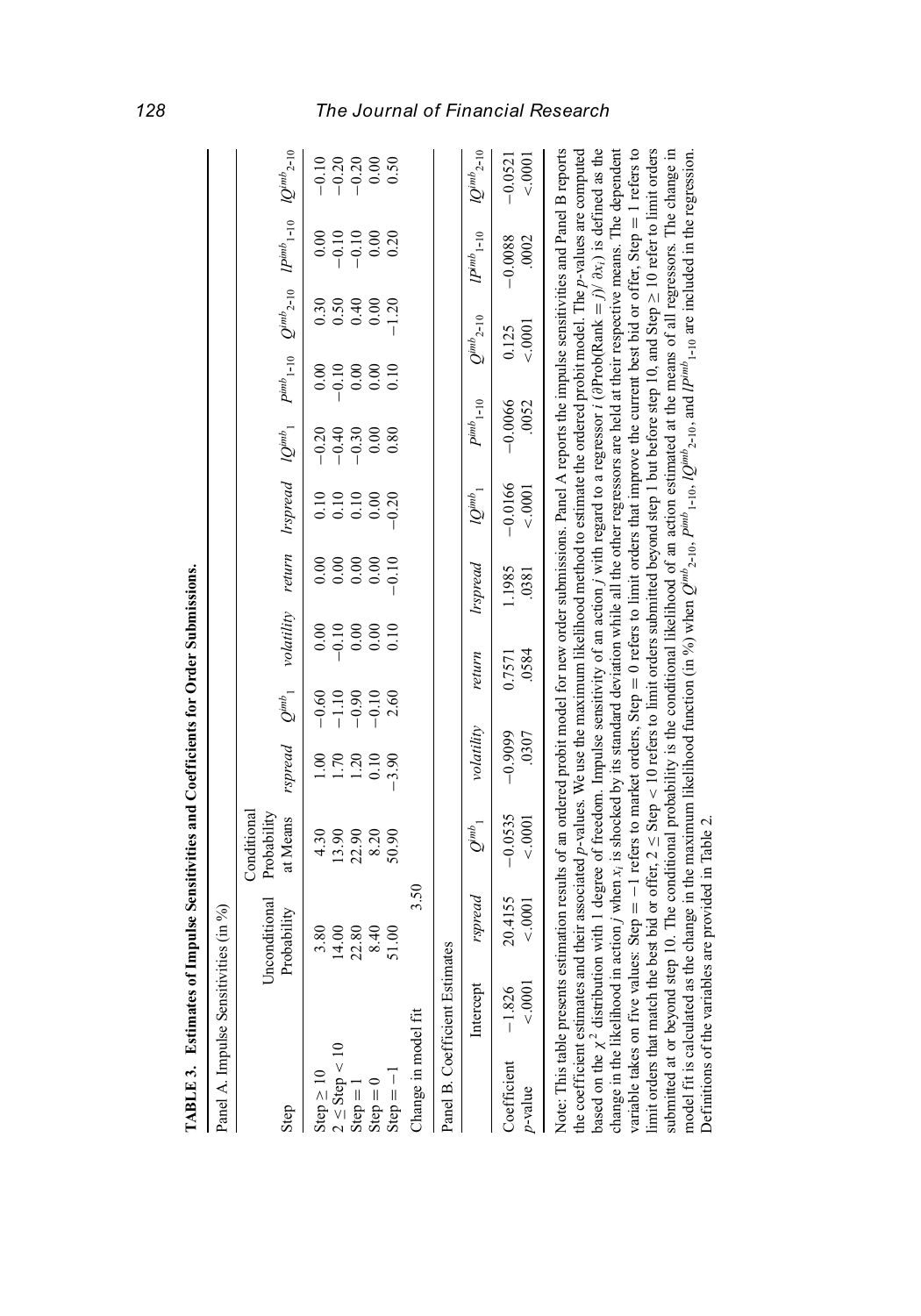**TABLE 3. Estimates of Impulse Sensitivities and Coefficients for Order Submissions.**

Panel A. Impulse Sensitivities (in %)

| Step | Unconditional Probability | Conditional Probability at Means | *rspread* | $Q^{imb}_1$ | *volatility* | *return* | *lrspread* | $lQ^{imb}_1$ | $P^{imb}_{1\text{-}10}$ | $Q^{imb}_{2\text{-}10}$ | $lP^{imb}_{1\text{-}10}$ | $lQ^{imb}_{2\text{-}10}$ |
|---|---|---|---|---|---|---|---|---|---|---|---|---|
| Step ≥ 10 | 3.80 | 4.30 | 1.00 | −0.60 | 0.00 | 0.00 | 0.10 | −0.20 | 0.00 | 0.30 | 0.00 | −0.10 |
| 2 ≤ Step < 10 | 14.00 | 13.90 | 1.70 | −1.10 | −0.10 | 0.00 | 0.10 | −0.40 | −0.10 | 0.50 | −0.10 | −0.20 |
| Step = 1 | 22.80 | 22.90 | 1.20 | −0.90 | 0.00 | 0.00 | 0.10 | −0.30 | 0.00 | 0.40 | −0.10 | −0.20 |
| Step = 0 | 8.40 | 8.20 | 0.10 | −0.10 | 0.00 | 0.00 | 0.00 | 0.00 | 0.00 | 0.00 | 0.00 | 0.00 |
| Step = −1 | 51.00 | 50.90 | −3.90 | 2.60 | 0.10 | −0.10 | −0.20 | 0.80 | 0.10 | −1.20 | 0.20 | 0.50 |
| Change in model fit | 3.50 | | | | | | | | | | | |

Panel B. Coefficient Estimates

| | Intercept | *rspread* | $Q^{imb}_1$ | *volatility* | *return* | *lrspread* | $lQ^{imb}_1$ | $P^{imb}_{1\text{-}10}$ | $Q^{imb}_{2\text{-}10}$ | $lP^{imb}_{1\text{-}10}$ | $lQ^{imb}_{2\text{-}10}$ |
|---|---|---|---|---|---|---|---|---|---|---|---|
| Coefficient | −1.826 | 20.4155 | −0.0535 | −0.9099 | 0.7571 | 1.1985 | −0.0166 | −0.0066 | 0.125 | −0.0088 | −0.0521 |
| *p*-value | <.0001 | <.0001 | <.0001 | .0307 | .0584 | .0381 | <.0001 | .0052 | <.0001 | .0002 | <.0001 |

Note: This table presents estimation results of an ordered probit model for new order submissions. Panel A reports the impulse sensitivities and Panel B reports the coefficient estimates and their associated *p*-values. We use the maximum likelihood method to estimate the ordered probit model. The *p*-values are computed based on the $\chi^2$ distribution with 1 degree of freedom. Impulse sensitivity of an action *j* with regard to a regressor *i* ($\partial$Prob(Rank $= j$)/ $\partial x_i$) is defined as the change in the likelihood in action *j* when $x_i$ is shocked by its standard deviation while all the other regressors are held at their respective means. The dependent variable takes on five values: Step = −1 refers to market orders, Step = 0 refers to limit orders that improve the current best bid or offer, Step = 1 refers to limit orders that match the best bid or offer, 2 ≤ Step < 10 refers to limit orders submitted beyond step 1 but before step 10, and Step ≥ 10 refer to limit orders submitted at or beyond step 10. The conditional probability is the conditional likelihood of an action estimated at the means of all regressors. The change in model fit is calculated as the change in the maximum likelihood function (in %) when $Q^{imb}_{2\text{-}10}$, $P^{imb}_{1\text{-}10}$, $lQ^{imb}_{2\text{-}10}$, and $lP^{imb}_{1\text{-}10}$ are included in the regression. Definitions of the variables are provided in Table 2.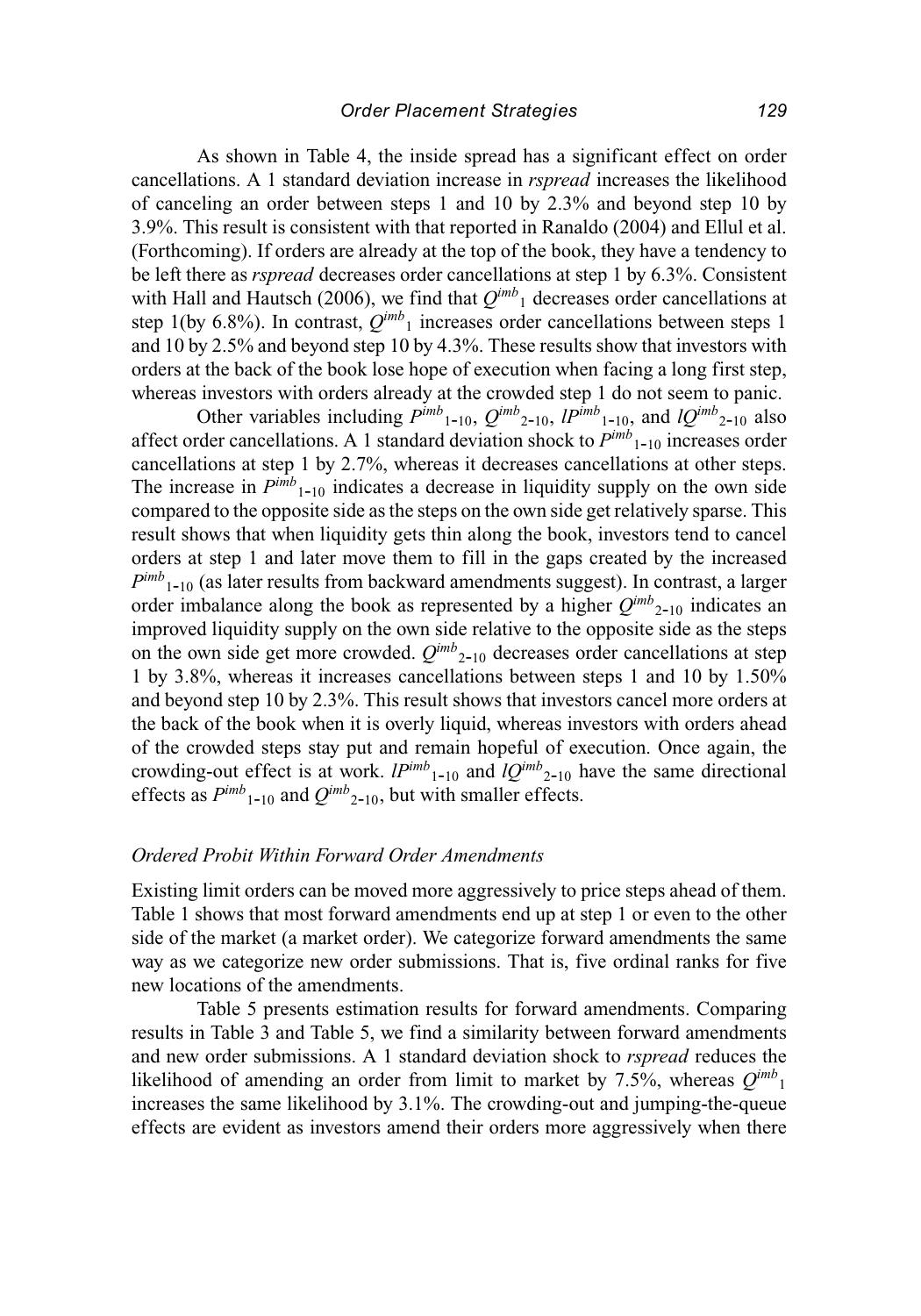As shown in Table 4, the inside spread has a significant effect on order cancellations. A 1 standard deviation increase in *rspread* increases the likelihood of canceling an order between steps 1 and 10 by 2.3% and beyond step 10 by 3.9%. This result is consistent with that reported in Ranaldo (2004) and Ellul et al. (Forthcoming). If orders are already at the top of the book, they have a tendency to be left there as *rspread* decreases order cancellations at step 1 by 6.3%. Consistent with Hall and Hautsch (2006), we find that $Q^{imb}{}_{1}$ decreases order cancellations at step 1(by 6.8%). In contrast, $Q^{imb}{}_{1}$ increases order cancellations between steps 1 and 10 by 2.5% and beyond step 10 by 4.3%. These results show that investors with orders at the back of the book lose hope of execution when facing a long first step, whereas investors with orders already at the crowded step 1 do not seem to panic.

Other variables including $P^{imb}{}_{1\text{-}10}$, $Q^{imb}{}_{2\text{-}10}$, $lP^{imb}{}_{1\text{-}10}$, and $lQ^{imb}{}_{2\text{-}10}$ also affect order cancellations. A 1 standard deviation shock to $P^{imb}{}_{1\text{-}10}$ increases order cancellations at step 1 by 2.7%, whereas it decreases cancellations at other steps. The increase in $P^{imb}{}_{1\text{-}10}$ indicates a decrease in liquidity supply on the own side compared to the opposite side as the steps on the own side get relatively sparse. This result shows that when liquidity gets thin along the book, investors tend to cancel orders at step 1 and later move them to fill in the gaps created by the increased $P^{imb}{}_{1\text{-}10}$ (as later results from backward amendments suggest). In contrast, a larger order imbalance along the book as represented by a higher $Q^{imb}{}_{2\text{-}10}$ indicates an improved liquidity supply on the own side relative to the opposite side as the steps on the own side get more crowded. $Q^{imb}{}_{2\text{-}10}$ decreases order cancellations at step 1 by 3.8%, whereas it increases cancellations between steps 1 and 10 by 1.50% and beyond step 10 by 2.3%. This result shows that investors cancel more orders at the back of the book when it is overly liquid, whereas investors with orders ahead of the crowded steps stay put and remain hopeful of execution. Once again, the crowding-out effect is at work. $lP^{imb}{}_{1\text{-}10}$ and $lQ^{imb}{}_{2\text{-}10}$ have the same directional effects as $P^{imb}{}_{1\text{-}10}$ and $Q^{imb}{}_{2\text{-}10}$, but with smaller effects.

### *Ordered Probit Within Forward Order Amendments*

Existing limit orders can be moved more aggressively to price steps ahead of them. Table 1 shows that most forward amendments end up at step 1 or even to the other side of the market (a market order). We categorize forward amendments the same way as we categorize new order submissions. That is, five ordinal ranks for five new locations of the amendments.

Table 5 presents estimation results for forward amendments. Comparing results in Table 3 and Table 5, we find a similarity between forward amendments and new order submissions. A 1 standard deviation shock to *rspread* reduces the likelihood of amending an order from limit to market by 7.5%, whereas $Q^{imb}{}_{1}$ increases the same likelihood by 3.1%. The crowding-out and jumping-the-queue effects are evident as investors amend their orders more aggressively when there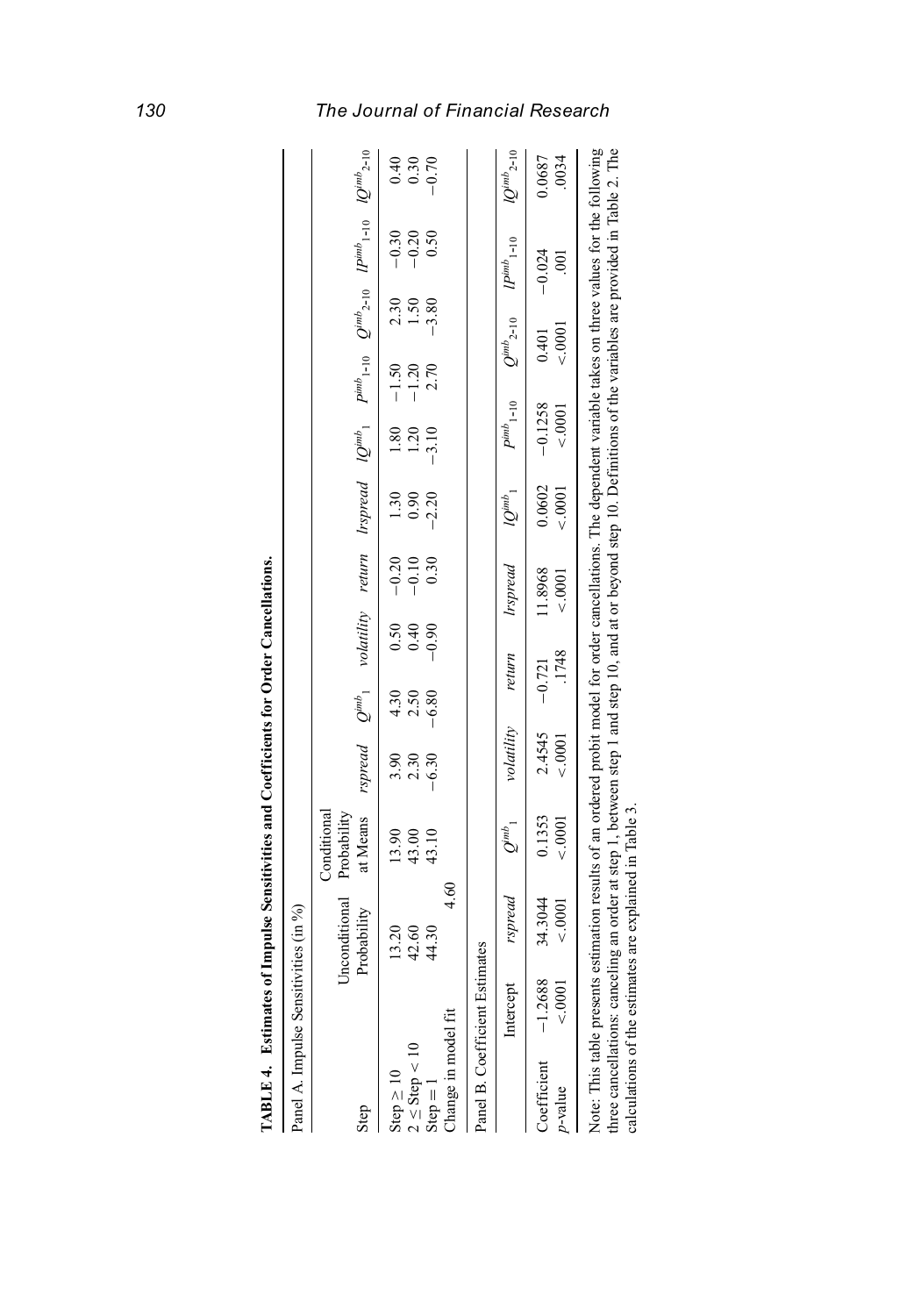**TABLE 4. Estimates of Impulse Sensitivities and Coefficients for Order Cancellations.**

Panel A. Impulse Sensitivities (in %)

| Step | Unconditional Probability | Conditional Probability at Means | *rspread* | $Q^{imb}{}_1$ | *volatility* | *return* | *lrspread* | $lQ^{imb}{}_1$ | $P^{imb}{}_{1\text{-}10}$ | $Q^{imb}{}_{2\text{-}10}$ | $lP^{imb}{}_{1\text{-}10}$ | $lQ^{imb}{}_{2\text{-}10}$ |
|---|---|---|---|---|---|---|---|---|---|---|---|---|
| Step ≥ 10 | 13.20 | 13.90 | 3.90 | 4.30 | 0.50 | −0.20 | 1.30 | 1.80 | −1.50 | 2.30 | −0.30 | 0.40 |
| 2 ≤ Step < 10 | 42.60 | 43.00 | 2.30 | 2.50 | 0.40 | −0.10 | 0.90 | 1.20 | −1.20 | 1.50 | −0.20 | 0.30 |
| Step = 1 | 44.30 | 43.10 | −6.30 | −6.80 | −0.90 | 0.30 | −2.20 | −3.10 | 2.70 | −3.80 | 0.50 | −0.70 |
| Change in model fit | 4.60 | | | | | | | | | | | |

Panel B. Coefficient Estimates

| | Intercept | *rspread* | $Q^{imb}{}_1$ | *volatility* | *return* | *lrspread* | $lQ^{imb}{}_1$ | $P^{imb}{}_{1\text{-}10}$ | $Q^{imb}{}_{2\text{-}10}$ | $lP^{imb}{}_{1\text{-}10}$ | $lQ^{imb}{}_{2\text{-}10}$ |
|---|---|---|---|---|---|---|---|---|---|---|---|
| Coefficient | −1.2688 | 34.3044 | 0.1353 | 2.4545 | −0.721 | 11.8968 | 0.0602 | −0.1258 | 0.401 | −0.024 | 0.0687 |
| *p*-value | <.0001 | <.0001 | <.0001 | <.0001 | .1748 | <.0001 | <.0001 | <.0001 | <.0001 | .001 | .0034 |

Note: This table presents estimation results of an ordered probit model for order cancellations. The dependent variable takes on three values for the following three cancellations: canceling an order at step 1, between step 1 and step 10, and at or beyond step 10. Definitions of the variables are provided in Table 2. The calculations of the estimates are explained in Table 3.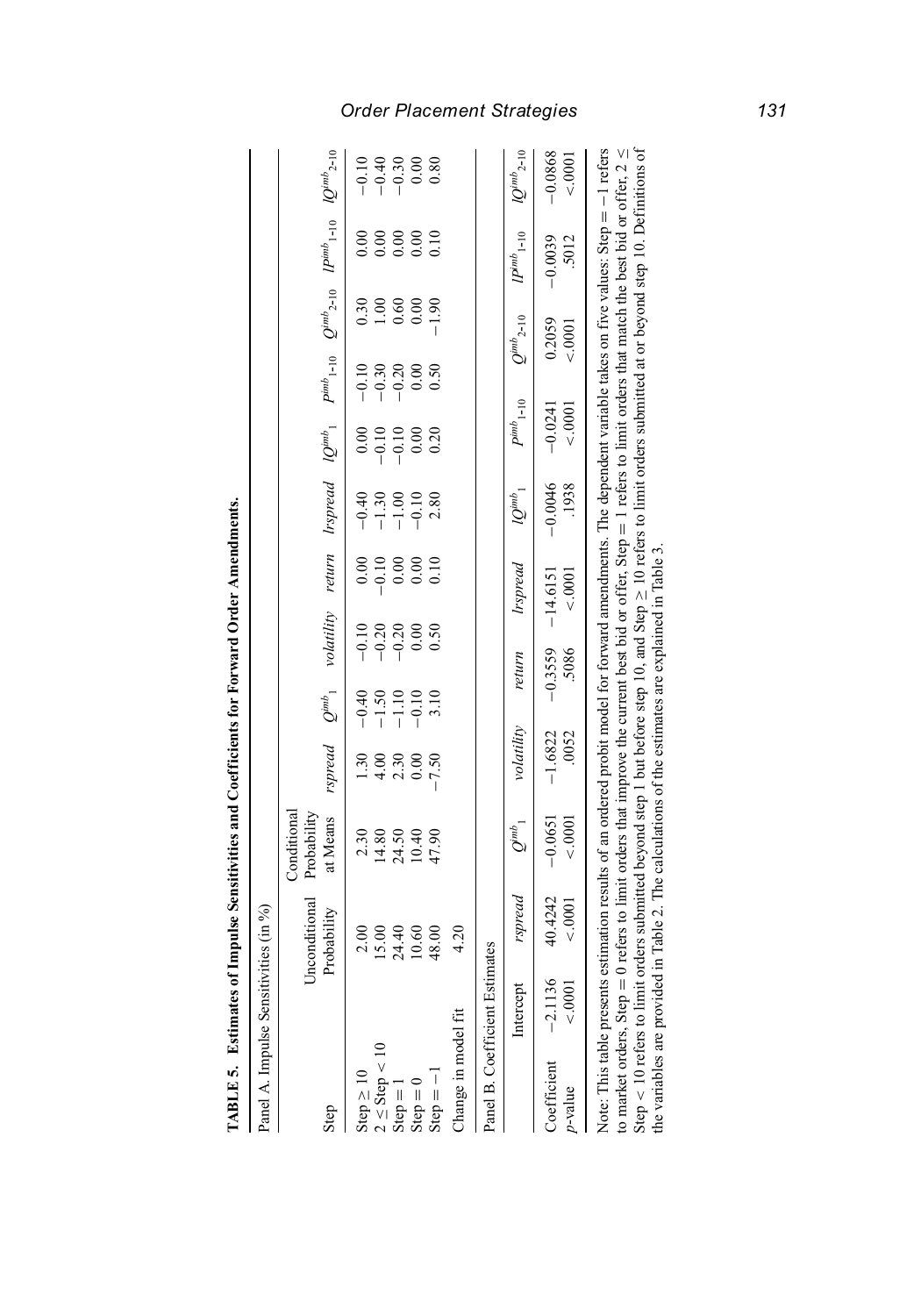**TABLE 5. Estimates of Impulse Sensitivities and Coefficients for Forward Order Amendments.**

Panel A. Impulse Sensitivities (in %)

| Step | Unconditional Probability | Conditional Probability at Means | *rspread* | $Q^{imb}_{1}$ | *volatility* | *return* | *lrspread* | $lQ^{imb}_{1}$ | $P^{imb}_{1\text{-}10}$ | $Q^{imb}_{2\text{-}10}$ | $lP^{imb}_{1\text{-}10}$ | $lQ^{imb}_{2\text{-}10}$ |
|---|---|---|---|---|---|---|---|---|---|---|---|---|
| Step ≥ 10 | 2.00 | 2.30 | 1.30 | −0.40 | −0.10 | 0.00 | −0.40 | 0.00 | −0.10 | 0.30 | 0.00 | −0.10 |
| 2 ≤ Step < 10 | 15.00 | 14.80 | 4.00 | −1.50 | −0.20 | −0.10 | −1.30 | −0.10 | −0.30 | 1.00 | 0.00 | −0.40 |
| Step = 1 | 24.40 | 24.50 | 2.30 | −1.10 | −0.20 | 0.00 | −1.00 | −0.10 | −0.20 | 0.60 | 0.00 | −0.30 |
| Step = 0 | 10.60 | 10.40 | 0.00 | −0.10 | 0.00 | 0.00 | −0.10 | 0.00 | 0.00 | 0.00 | 0.00 | 0.00 |
| Step = −1 | 48.00 | 47.90 | −7.50 | 3.10 | 0.50 | 0.10 | 2.80 | 0.20 | 0.50 | −1.90 | 0.10 | 0.80 |
| Change in model fit | 4.20 | | | | | | | | | | | |

Panel B. Coefficient Estimates

| | Intercept | *rspread* | $Q^{imb}_{1}$ | *volatility* | *return* | *lrspread* | $lQ^{imb}_{1}$ | $P^{imb}_{1\text{-}10}$ | $Q^{imb}_{2\text{-}10}$ | $lP^{imb}_{1\text{-}10}$ | $lQ^{imb}_{2\text{-}10}$ |
|---|---|---|---|---|---|---|---|---|---|---|---|
| Coefficient | −2.1136 | 40.4242 | −0.0651 | −1.6822 | −0.3559 | −14.6151 | −0.0046 | −0.0241 | 0.2059 | −0.0039 | −0.0868 |
| *p*-value | <.0001 | <.0001 | <.0001 | .0052 | .5086 | <.0001 | .1938 | <.0001 | <.0001 | .5012 | <.0001 |

Note: This table presents estimation results of an ordered probit model for forward amendments. The dependent variable takes on five values: Step = −1 refers to market orders, Step = 0 refers to limit orders that improve the current best bid or offer, Step = 1 refers to limit orders that match the best bid or offer, 2 ≤ Step < 10 refers to limit orders submitted beyond step 1 but before step 10, and Step ≥ 10 refers to limit orders submitted at or beyond step 10. Definitions of the variables are provided in Table 2. The calculations of the estimates are explained in Table 3.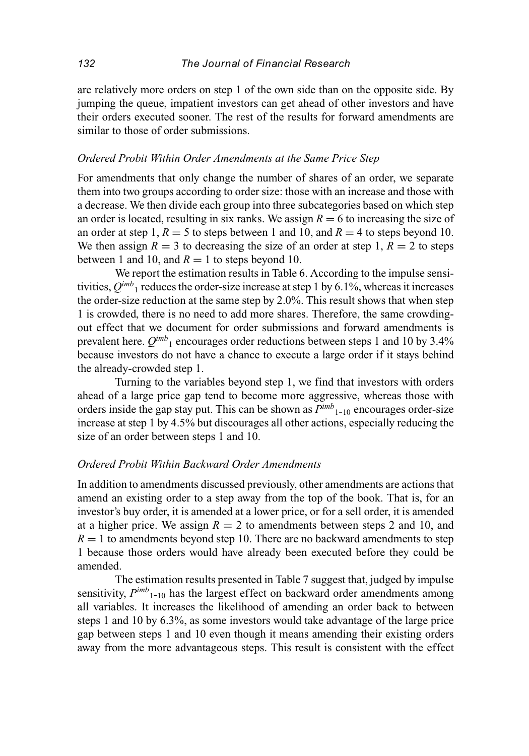are relatively more orders on step 1 of the own side than on the opposite side. By jumping the queue, impatient investors can get ahead of other investors and have their orders executed sooner. The rest of the results for forward amendments are similar to those of order submissions.

### *Ordered Probit Within Order Amendments at the Same Price Step*

For amendments that only change the number of shares of an order, we separate them into two groups according to order size: those with an increase and those with a decrease. We then divide each group into three subcategories based on which step an order is located, resulting in six ranks. We assign $R = 6$ to increasing the size of an order at step 1, $R = 5$ to steps between 1 and 10, and $R = 4$ to steps beyond 10. We then assign $R = 3$ to decreasing the size of an order at step 1, $R = 2$ to steps between 1 and 10, and $R = 1$ to steps beyond 10.

We report the estimation results in Table 6. According to the impulse sensitivities, $Q^{imb}{}_1$ reduces the order-size increase at step 1 by 6.1%, whereas it increases the order-size reduction at the same step by 2.0%. This result shows that when step 1 is crowded, there is no need to add more shares. Therefore, the same crowding-out effect that we document for order submissions and forward amendments is prevalent here. $Q^{imb}{}_1$ encourages order reductions between steps 1 and 10 by 3.4% because investors do not have a chance to execute a large order if it stays behind the already-crowded step 1.

Turning to the variables beyond step 1, we find that investors with orders ahead of a large price gap tend to become more aggressive, whereas those with orders inside the gap stay put. This can be shown as $P^{imb}{}_{1\text{-}10}$ encourages order-size increase at step 1 by 4.5% but discourages all other actions, especially reducing the size of an order between steps 1 and 10.

### *Ordered Probit Within Backward Order Amendments*

In addition to amendments discussed previously, other amendments are actions that amend an existing order to a step away from the top of the book. That is, for an investor's buy order, it is amended at a lower price, or for a sell order, it is amended at a higher price. We assign $R = 2$ to amendments between steps 2 and 10, and $R = 1$ to amendments beyond step 10. There are no backward amendments to step 1 because those orders would have already been executed before they could be amended.

The estimation results presented in Table 7 suggest that, judged by impulse sensitivity, $P^{imb}{}_{1\text{-}10}$ has the largest effect on backward order amendments among all variables. It increases the likelihood of amending an order back to between steps 1 and 10 by 6.3%, as some investors would take advantage of the large price gap between steps 1 and 10 even though it means amending their existing orders away from the more advantageous steps. This result is consistent with the effect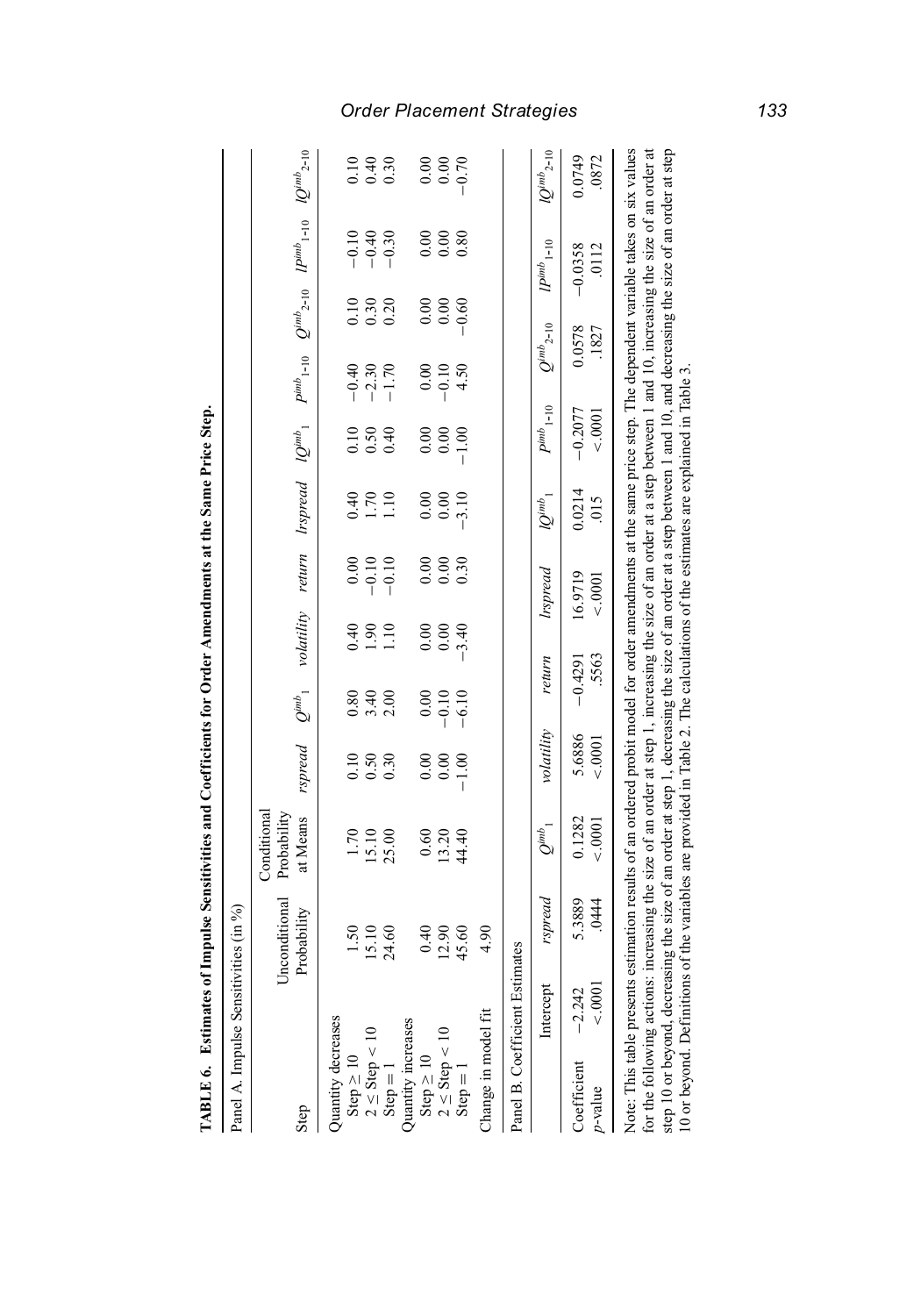**TABLE 6. Estimates of Impulse Sensitivities and Coefficients for Order Amendments at the Same Price Step.**

Panel A. Impulse Sensitivities (in %)

| Step | Unconditional Probability | Conditional Probability at Means | *rspread* | $Q^{imb}_1$ | *volatility* | *return* | *lrspread* | $lQ^{imb}_1$ | $P^{imb}_{1\text{-}10}$ | $Q^{imb}_{2\text{-}10}$ | $lP^{imb}_{1\text{-}10}$ | $lQ^{imb}_{2\text{-}10}$ |
|---|---|---|---|---|---|---|---|---|---|---|---|---|
| Quantity decreases | | | | | | | | | | | | |
| Step ≥ 10 | 1.50 | 1.70 | 0.10 | 0.80 | 0.40 | 0.00 | 0.40 | 0.10 | −0.40 | 0.10 | −0.10 | 0.10 |
| 2 ≤ Step < 10 | 15.10 | 15.10 | 0.50 | 3.40 | 1.90 | −0.10 | 1.70 | 0.50 | −2.30 | 0.30 | −0.40 | 0.40 |
| Step = 1 | 24.60 | 25.00 | 0.30 | 2.00 | 1.10 | −0.10 | 1.10 | 0.40 | −1.70 | 0.20 | −0.30 | 0.30 |
| Quantity increases | | | | | | | | | | | | |
| Step ≥ 10 | 0.40 | 0.60 | 0.00 | 0.00 | 0.00 | 0.00 | 0.00 | 0.00 | 0.00 | 0.00 | 0.00 | 0.00 |
| 2 ≤ Step < 10 | 12.90 | 13.20 | 0.00 | −0.10 | 0.00 | 0.00 | 0.00 | 0.00 | −0.10 | 0.00 | 0.00 | 0.00 |
| Step = 1 | 45.60 | 44.40 | −1.00 | −6.10 | −3.40 | 0.30 | −3.10 | −1.00 | 4.50 | −0.60 | 0.80 | −0.70 |
| Change in model fit | 4.90 | | | | | | | | | | | |

Panel B. Coefficient Estimates

| | Intercept | *rspread* | $Q^{imb}_1$ | *volatility* | *return* | *lrspread* | $lQ^{imb}_1$ | $P^{imb}_{1\text{-}10}$ | $Q^{imb}_{2\text{-}10}$ | $lP^{imb}_{1\text{-}10}$ | $lQ^{imb}_{2\text{-}10}$ |
|---|---|---|---|---|---|---|---|---|---|---|---|
| Coefficient | −2.242 | 5.3889 | 0.1282 | 5.6886 | −0.4291 | 16.9719 | 0.0214 | −0.2077 | 0.0578 | −0.0358 | 0.0749 |
| *p*-value | <.0001 | .0444 | <.0001 | <.0001 | .5563 | <.0001 | .015 | <.0001 | .1827 | .0112 | .0872 |

Note: This table presents estimation results of an ordered probit model for order amendments at the same price step. The dependent variable takes on six values for the following actions: increasing the size of an order at step 1, increasing the size of an order at a step between 1 and 10, increasing the size of an order at step 10 or beyond, decreasing the size of an order at step 1, decreasing the size of an order at a step between 1 and 10, and decreasing the size of an order at step 10 or beyond. Definitions of the variables are provided in Table 2. The calculations of the estimates are explained in Table 3.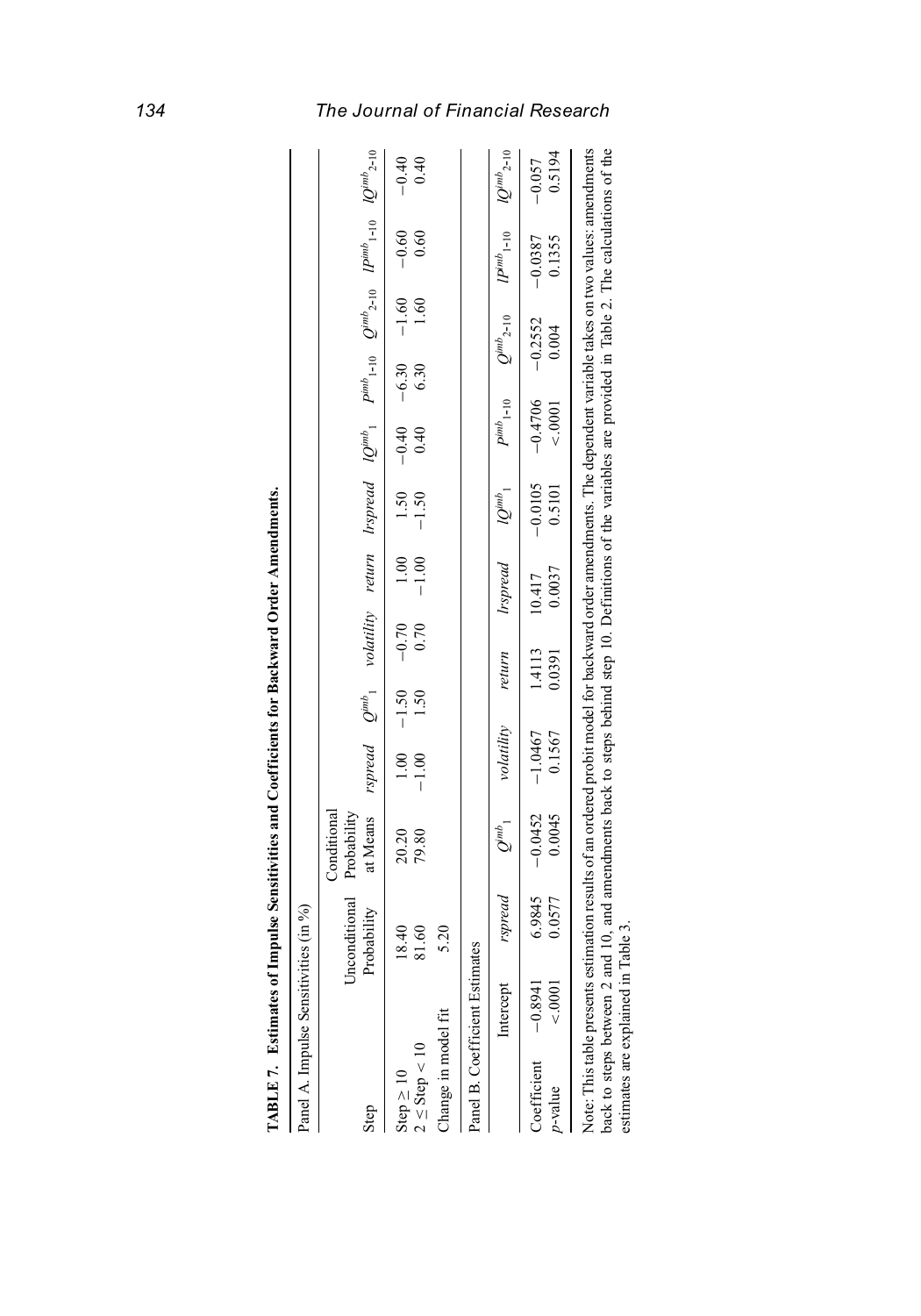**TABLE 7. Estimates of Impulse Sensitivities and Coefficients for Backward Order Amendments.**

Panel A. Impulse Sensitivities (in %)

| Step | Unconditional Probability | Conditional Probability at Means | *rspread* | $Q^{imb}_1$ | *volatility* | *return* | *lrspread* | $lQ^{imb}_1$ | $P^{imb}_{1\text{-}10}$ | $Q^{imb}_{2\text{-}10}$ | $lP^{imb}_{1\text{-}10}$ | $lQ^{imb}_{2\text{-}10}$ |
|---|---|---|---|---|---|---|---|---|---|---|---|---|
| Step ≥ 10 | 18.40 | 20.20 | 1.00 | −1.50 | −0.70 | 1.00 | 1.50 | −0.40 | −6.30 | −1.60 | −0.60 | −0.40 |
| 2 ≤ Step < 10 | 81.60 | 79.80 | −1.00 | 1.50 | 0.70 | −1.00 | −1.50 | 0.40 | 6.30 | 1.60 | 0.60 | 0.40 |
| Change in model fit | 5.20 | | | | | | | | | | | |

Panel B. Coefficient Estimates

| | Intercept | *rspread* | $Q^{imb}_1$ | *volatility* | *return* | *lrspread* | $lQ^{imb}_1$ | $P^{imb}_{1\text{-}10}$ | $Q^{imb}_{2\text{-}10}$ | $lP^{imb}_{1\text{-}10}$ | $lQ^{imb}_{2\text{-}10}$ |
|---|---|---|---|---|---|---|---|---|---|---|---|
| Coefficient | −0.8941 | 6.9845 | −0.0452 | −1.0467 | 1.4113 | 10.417 | −0.0105 | −0.4706 | −0.2552 | −0.0387 | −0.057 |
| *p*-value | <.0001 | 0.0577 | 0.0045 | 0.1567 | 0.0391 | 0.0037 | 0.5101 | <.0001 | 0.004 | 0.1355 | 0.5194 |

Note: This table presents estimation results of an ordered probit model for backward order amendments. The dependent variable takes on two values: amendments back to steps between 2 and 10, and amendments back to steps behind step 10. Definitions of the variables are provided in Table 2. The calculations of the estimates are explained in Table 3.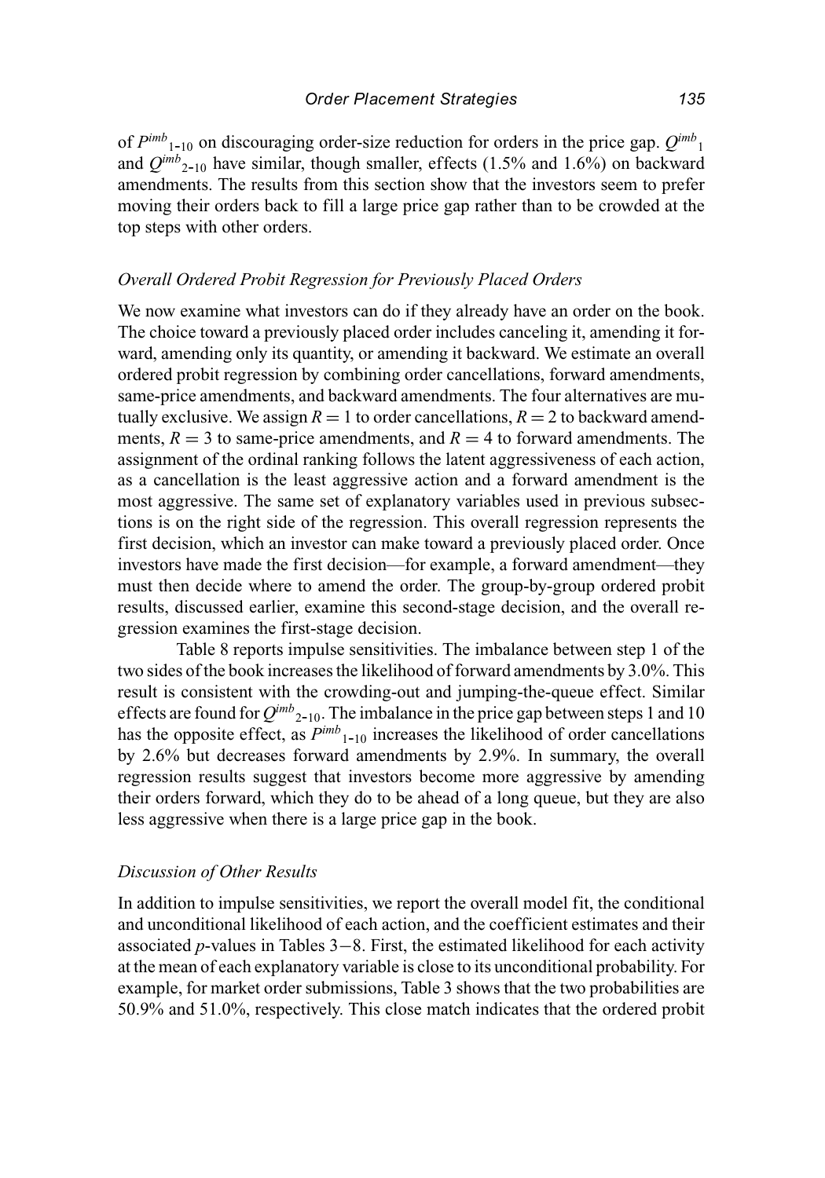of $P^{imb}_{1\text{-}10}$ on discouraging order-size reduction for orders in the price gap. $Q^{imb}_{1}$ and $Q^{imb}_{2\text{-}10}$ have similar, though smaller, effects (1.5% and 1.6%) on backward amendments. The results from this section show that the investors seem to prefer moving their orders back to fill a large price gap rather than to be crowded at the top steps with other orders.

### *Overall Ordered Probit Regression for Previously Placed Orders*

We now examine what investors can do if they already have an order on the book. The choice toward a previously placed order includes canceling it, amending it forward, amending only its quantity, or amending it backward. We estimate an overall ordered probit regression by combining order cancellations, forward amendments, same-price amendments, and backward amendments. The four alternatives are mutually exclusive. We assign $R = 1$ to order cancellations, $R = 2$ to backward amendments, $R = 3$ to same-price amendments, and $R = 4$ to forward amendments. The assignment of the ordinal ranking follows the latent aggressiveness of each action, as a cancellation is the least aggressive action and a forward amendment is the most aggressive. The same set of explanatory variables used in previous subsections is on the right side of the regression. This overall regression represents the first decision, which an investor can make toward a previously placed order. Once investors have made the first decision—for example, a forward amendment—they must then decide where to amend the order. The group-by-group ordered probit results, discussed earlier, examine this second-stage decision, and the overall regression examines the first-stage decision.

Table 8 reports impulse sensitivities. The imbalance between step 1 of the two sides of the book increases the likelihood of forward amendments by 3.0%. This result is consistent with the crowding-out and jumping-the-queue effect. Similar effects are found for $Q^{imb}_{2\text{-}10}$. The imbalance in the price gap between steps 1 and 10 has the opposite effect, as $P^{imb}_{1\text{-}10}$ increases the likelihood of order cancellations by 2.6% but decreases forward amendments by 2.9%. In summary, the overall regression results suggest that investors become more aggressive by amending their orders forward, which they do to be ahead of a long queue, but they are also less aggressive when there is a large price gap in the book.

### *Discussion of Other Results*

In addition to impulse sensitivities, we report the overall model fit, the conditional and unconditional likelihood of each action, and the coefficient estimates and their associated *p*-values in Tables 3−8. First, the estimated likelihood for each activity at the mean of each explanatory variable is close to its unconditional probability. For example, for market order submissions, Table 3 shows that the two probabilities are 50.9% and 51.0%, respectively. This close match indicates that the ordered probit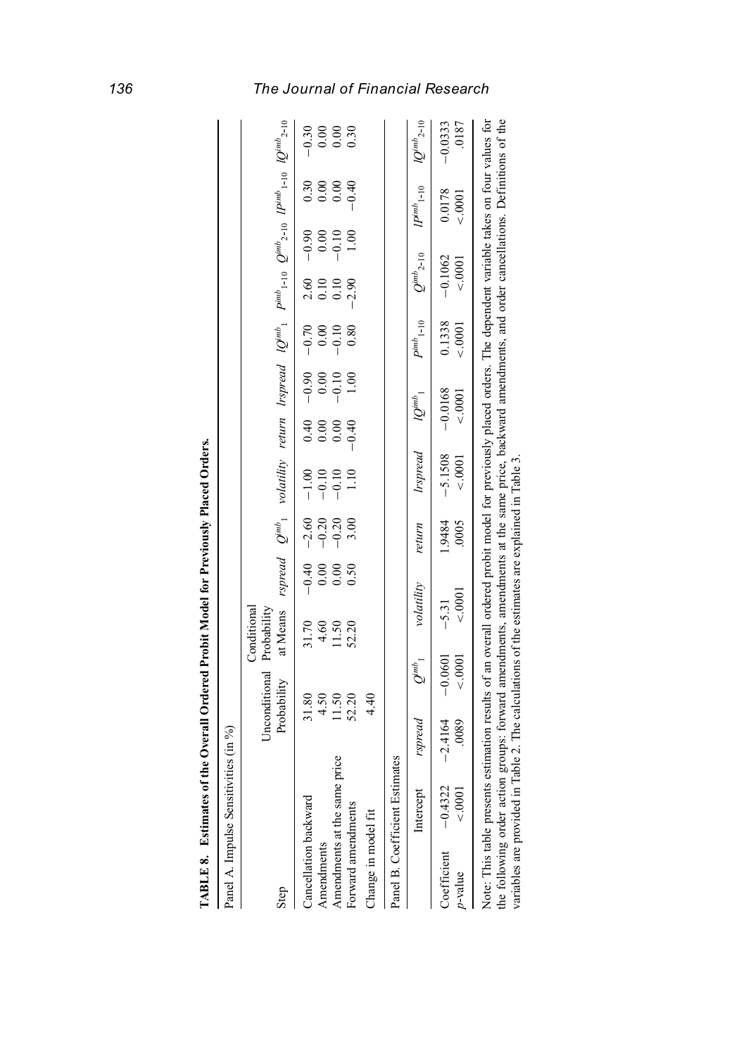**TABLE 8. Estimates of the Overall Ordered Probit Model for Previously Placed Orders.**

Panel A. Impulse Sensitivities (in %)

| Step | Unconditional Probability | Conditional Probability at Means | *rspread* | $Q^{imb}_1$ | *volatility* | *return* | *lrspread* | $lQ^{imb}_1$ | $P^{imb}_{1\text{-}10}$ | $Q^{imb}_{2\text{-}10}$ | $lP^{imb}_{1\text{-}10}$ | $lQ^{imb}_{2\text{-}10}$ |
|---|---|---|---|---|---|---|---|---|---|---|---|---|
| Cancellation backward | 31.80 | 31.70 | −0.40 | −2.60 | −1.00 | 0.40 | −0.90 | −0.70 | 2.60 | −0.90 | 0.30 | −0.30 |
| Amendments | 4.50 | 4.60 | 0.00 | −0.20 | −0.10 | 0.00 | 0.00 | 0.00 | 0.10 | 0.00 | 0.00 | 0.00 |
| Amendments at the same price | 11.50 | 11.50 | 0.00 | −0.20 | −0.10 | 0.00 | −0.10 | −0.10 | 0.10 | −0.10 | 0.00 | 0.00 |
| Forward amendments | 52.20 | 52.20 | 0.50 | 3.00 | 1.10 | −0.40 | 1.00 | 0.80 | −2.90 | 1.00 | −0.40 | 0.30 |
| Change in model fit | 4.40 | | | | | | | | | | | |

Panel B. Coefficient Estimates

| | Intercept | *rspread* | $Q^{imb}_1$ | *volatility* | *return* | *lrspread* | $lQ^{imb}_1$ | $P^{imb}_{1\text{-}10}$ | $Q^{imb}_{2\text{-}10}$ | $lP^{imb}_{1\text{-}10}$ | $lQ^{imb}_{2\text{-}10}$ |
|---|---|---|---|---|---|---|---|---|---|---|---|
| Coefficient | −0.4322 | −2.4164 | −0.0601 | −5.31 | 1.9484 | −5.1508 | −0.0168 | 0.1338 | −0.1062 | 0.0178 | −0.0333 |
| *p*-value | <.0001 | .0089 | <.0001 | <.0001 | .0005 | <.0001 | <.0001 | <.0001 | <.0001 | <.0001 | .0187 |

Note: This table presents estimation results of an overall ordered probit model for previously placed orders. The dependent variable takes on four values for the following order action groups: forward amendments, amendments at the same price, backward amendments, and order cancellations. Definitions of the variables are provided in Table 2. The calculations of the estimates are explained in Table 3.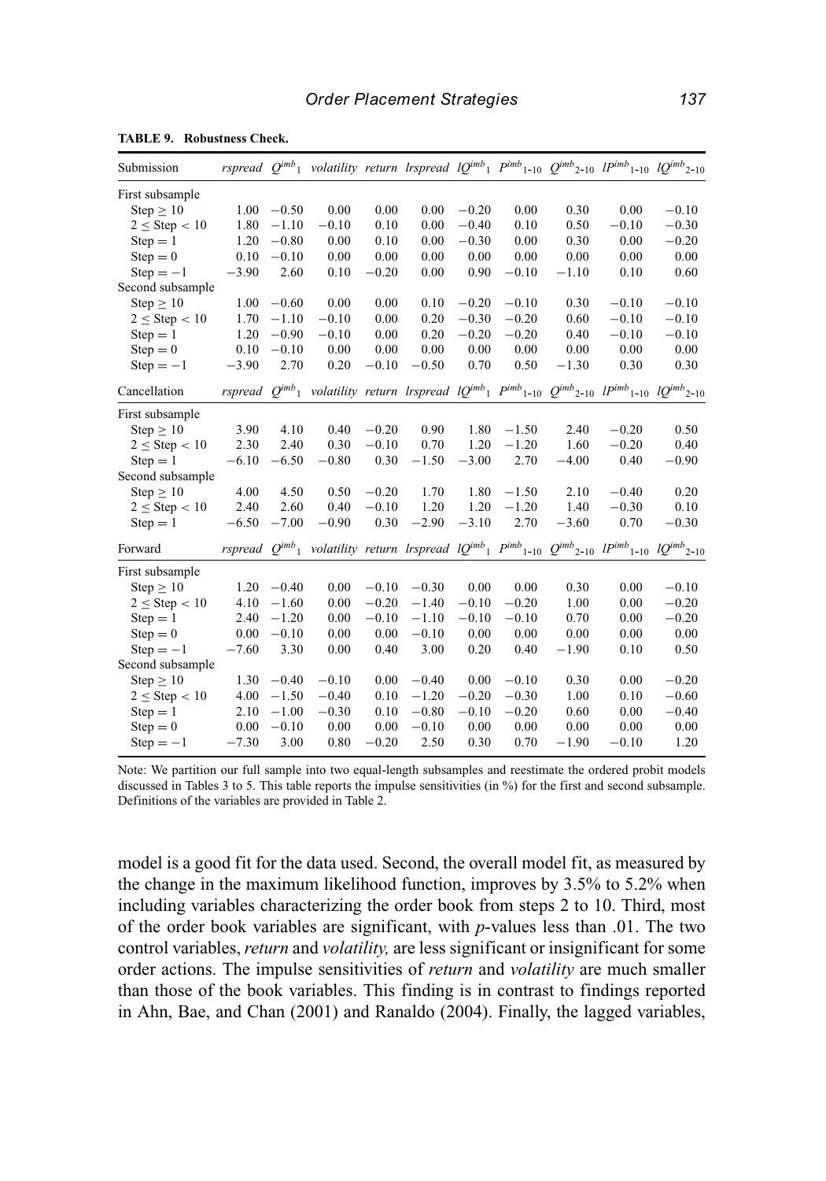**TABLE 9. Robustness Check.**

| Submission | *rspread* | $Q^{imb}{}_1$ | *volatility* | *return* | *lrspread* | $lQ^{imb}{}_1$ | $P^{imb}{}_{1\text{-}10}$ | $Q^{imb}{}_{2\text{-}10}$ | $lP^{imb}{}_{1\text{-}10}$ | $lQ^{imb}{}_{2\text{-}10}$ |
|---|---|---|---|---|---|---|---|---|---|---|
| First subsample | | | | | | | | | | |
| Step ≥ 10 | 1.00 | −0.50 | 0.00 | 0.00 | 0.00 | −0.20 | 0.00 | 0.30 | 0.00 | −0.10 |
| 2 ≤ Step < 10 | 1.80 | −1.10 | −0.10 | 0.10 | 0.00 | −0.40 | 0.10 | 0.50 | −0.10 | −0.30 |
| Step = 1 | 1.20 | −0.80 | 0.00 | 0.10 | 0.00 | −0.30 | 0.00 | 0.30 | 0.00 | −0.20 |
| Step = 0 | 0.10 | −0.10 | 0.00 | 0.00 | 0.00 | 0.00 | 0.00 | 0.00 | 0.00 | 0.00 |
| Step = −1 | −3.90 | 2.60 | 0.10 | −0.20 | 0.00 | 0.90 | −0.10 | −1.10 | 0.10 | 0.60 |
| Second subsample | | | | | | | | | | |
| Step ≥ 10 | 1.00 | −0.60 | 0.00 | 0.00 | 0.10 | −0.20 | −0.10 | 0.30 | −0.10 | −0.10 |
| 2 ≤ Step < 10 | 1.70 | −1.10 | −0.10 | 0.00 | 0.20 | −0.30 | −0.20 | 0.60 | −0.10 | −0.10 |
| Step = 1 | 1.20 | −0.90 | −0.10 | 0.00 | 0.20 | −0.20 | −0.20 | 0.40 | −0.10 | −0.10 |
| Step = 0 | 0.10 | −0.10 | 0.00 | 0.00 | 0.00 | 0.00 | 0.00 | 0.00 | 0.00 | 0.00 |
| Step = −1 | −3.90 | 2.70 | 0.20 | −0.10 | −0.50 | 0.70 | 0.50 | −1.30 | 0.30 | 0.30 |
| **Cancellation** | *rspread* | $Q^{imb}{}_1$ | *volatility* | *return* | *lrspread* | $lQ^{imb}{}_1$ | $P^{imb}{}_{1\text{-}10}$ | $Q^{imb}{}_{2\text{-}10}$ | $lP^{imb}{}_{1\text{-}10}$ | $lQ^{imb}{}_{2\text{-}10}$ |
| First subsample | | | | | | | | | | |
| Step ≥ 10 | 3.90 | 4.10 | 0.40 | −0.20 | 0.90 | 1.80 | −1.50 | 2.40 | −0.20 | 0.50 |
| 2 ≤ Step < 10 | 2.30 | 2.40 | 0.30 | −0.10 | 0.70 | 1.20 | −1.20 | 1.60 | −0.20 | 0.40 |
| Step = 1 | −6.10 | −6.50 | −0.80 | 0.30 | −1.50 | −3.00 | 2.70 | −4.00 | 0.40 | −0.90 |
| Second subsample | | | | | | | | | | |
| Step ≥ 10 | 4.00 | 4.50 | 0.50 | −0.20 | 1.70 | 1.80 | −1.50 | 2.10 | −0.40 | 0.20 |
| 2 ≤ Step < 10 | 2.40 | 2.60 | 0.40 | −0.10 | 1.20 | 1.20 | −1.20 | 1.40 | −0.30 | 0.10 |
| Step = 1 | −6.50 | −7.00 | −0.90 | 0.30 | −2.90 | −3.10 | 2.70 | −3.60 | 0.70 | −0.30 |
| **Forward** | *rspread* | $Q^{imb}{}_1$ | *volatility* | *return* | *lrspread* | $lQ^{imb}{}_1$ | $P^{imb}{}_{1\text{-}10}$ | $Q^{imb}{}_{2\text{-}10}$ | $lP^{imb}{}_{1\text{-}10}$ | $lQ^{imb}{}_{2\text{-}10}$ |
| First subsample | | | | | | | | | | |
| Step ≥ 10 | 1.20 | −0.40 | 0.00 | −0.10 | −0.30 | 0.00 | 0.00 | 0.30 | 0.00 | −0.10 |
| 2 ≤ Step < 10 | 4.10 | −1.60 | 0.00 | −0.20 | −1.40 | −0.10 | −0.20 | 1.00 | 0.00 | −0.20 |
| Step = 1 | 2.40 | −1.20 | 0.00 | −0.10 | −1.10 | −0.10 | −0.10 | 0.70 | 0.00 | −0.20 |
| Step = 0 | 0.00 | −0.10 | 0.00 | 0.00 | −0.10 | 0.00 | 0.00 | 0.00 | 0.00 | 0.00 |
| Step = −1 | −7.60 | 3.30 | 0.00 | 0.40 | 3.00 | 0.20 | 0.40 | −1.90 | 0.10 | 0.50 |
| Second subsample | | | | | | | | | | |
| Step ≥ 10 | 1.30 | −0.40 | −0.10 | 0.00 | −0.40 | 0.00 | −0.10 | 0.30 | 0.00 | −0.20 |
| 2 ≤ Step < 10 | 4.00 | −1.50 | −0.40 | 0.10 | −1.20 | −0.20 | −0.30 | 1.00 | 0.10 | −0.60 |
| Step = 1 | 2.10 | −1.00 | −0.30 | 0.10 | −0.80 | −0.10 | −0.20 | 0.60 | 0.00 | −0.40 |
| Step = 0 | 0.00 | −0.10 | 0.00 | 0.00 | −0.10 | 0.00 | 0.00 | 0.00 | 0.00 | 0.00 |
| Step = −1 | −7.30 | 3.00 | 0.80 | −0.20 | 2.50 | 0.30 | 0.70 | −1.90 | −0.10 | 1.20 |

Note: We partition our full sample into two equal-length subsamples and reestimate the ordered probit models discussed in Tables 3 to 5. This table reports the impulse sensitivities (in %) for the first and second subsample. Definitions of the variables are provided in Table 2.

model is a good fit for the data used. Second, the overall model fit, as measured by the change in the maximum likelihood function, improves by 3.5% to 5.2% when including variables characterizing the order book from steps 2 to 10. Third, most of the order book variables are significant, with *p*-values less than .01. The two control variables, *return* and *volatility,* are less significant or insignificant for some order actions. The impulse sensitivities of *return* and *volatility* are much smaller than those of the book variables. This finding is in contrast to findings reported in Ahn, Bae, and Chan (2001) and Ranaldo (2004). Finally, the lagged variables,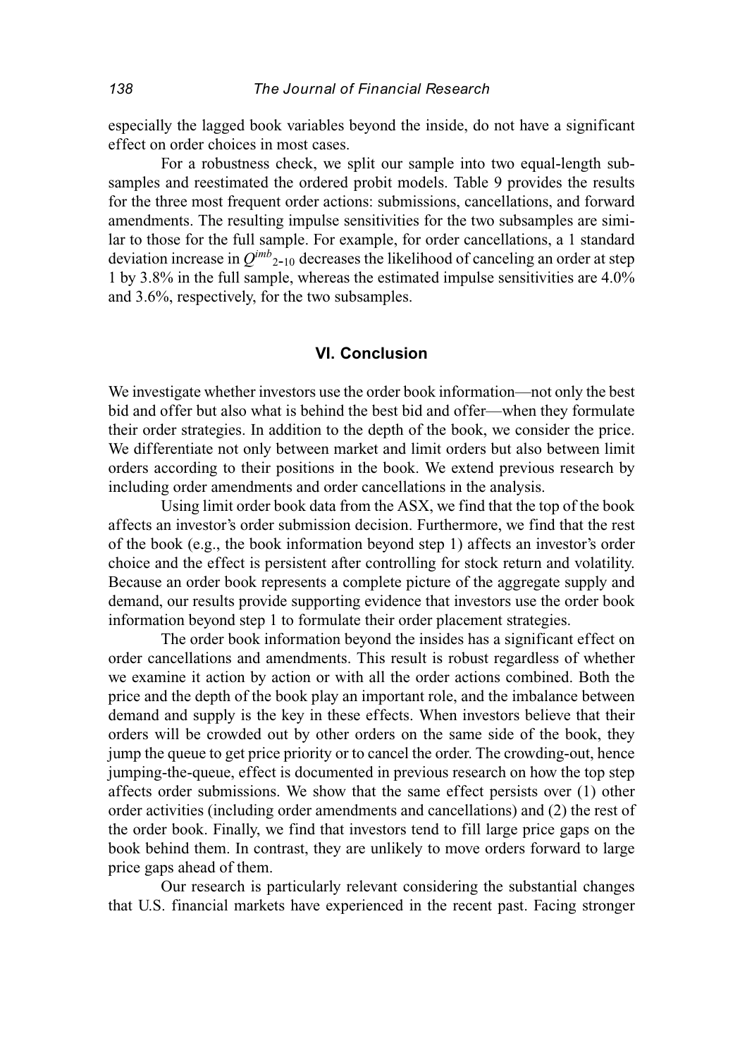especially the lagged book variables beyond the inside, do not have a significant effect on order choices in most cases.

For a robustness check, we split our sample into two equal-length subsamples and reestimated the ordered probit models. Table 9 provides the results for the three most frequent order actions: submissions, cancellations, and forward amendments. The resulting impulse sensitivities for the two subsamples are similar to those for the full sample. For example, for order cancellations, a 1 standard deviation increase in $Q^{imb}{}_{2\text{-}10}$ decreases the likelihood of canceling an order at step 1 by 3.8% in the full sample, whereas the estimated impulse sensitivities are 4.0% and 3.6%, respectively, for the two subsamples.

## VI. Conclusion

We investigate whether investors use the order book information—not only the best bid and offer but also what is behind the best bid and offer—when they formulate their order strategies. In addition to the depth of the book, we consider the price. We differentiate not only between market and limit orders but also between limit orders according to their positions in the book. We extend previous research by including order amendments and order cancellations in the analysis.

Using limit order book data from the ASX, we find that the top of the book affects an investor's order submission decision. Furthermore, we find that the rest of the book (e.g., the book information beyond step 1) affects an investor's order choice and the effect is persistent after controlling for stock return and volatility. Because an order book represents a complete picture of the aggregate supply and demand, our results provide supporting evidence that investors use the order book information beyond step 1 to formulate their order placement strategies.

The order book information beyond the insides has a significant effect on order cancellations and amendments. This result is robust regardless of whether we examine it action by action or with all the order actions combined. Both the price and the depth of the book play an important role, and the imbalance between demand and supply is the key in these effects. When investors believe that their orders will be crowded out by other orders on the same side of the book, they jump the queue to get price priority or to cancel the order. The crowding-out, hence jumping-the-queue, effect is documented in previous research on how the top step affects order submissions. We show that the same effect persists over (1) other order activities (including order amendments and cancellations) and (2) the rest of the order book. Finally, we find that investors tend to fill large price gaps on the book behind them. In contrast, they are unlikely to move orders forward to large price gaps ahead of them.

Our research is particularly relevant considering the substantial changes that U.S. financial markets have experienced in the recent past. Facing stronger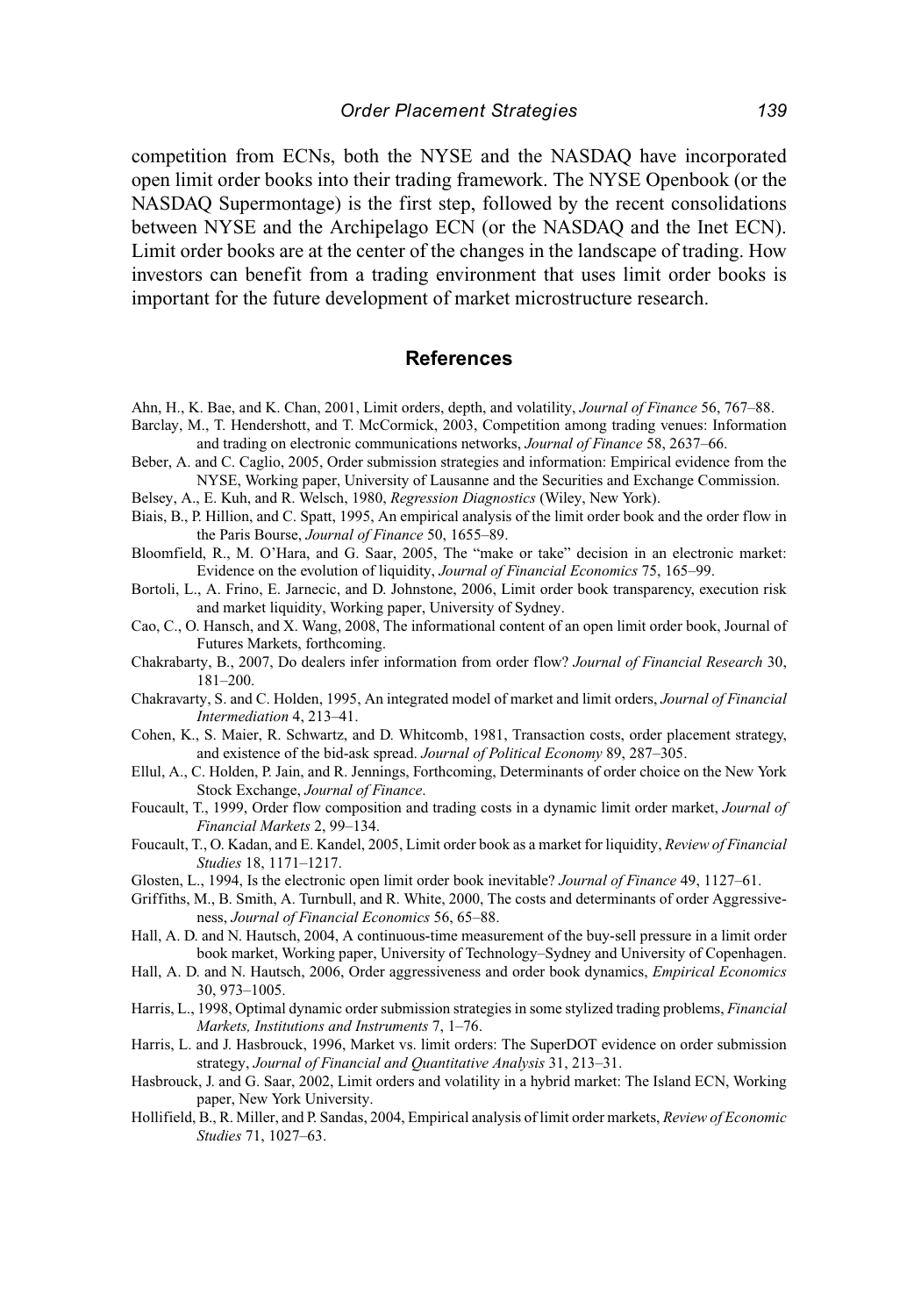competition from ECNs, both the NYSE and the NASDAQ have incorporated open limit order books into their trading framework. The NYSE Openbook (or the NASDAQ Supermontage) is the first step, followed by the recent consolidations between NYSE and the Archipelago ECN (or the NASDAQ and the Inet ECN). Limit order books are at the center of the changes in the landscape of trading. How investors can benefit from a trading environment that uses limit order books is important for the future development of market microstructure research.

## References

Ahn, H., K. Bae, and K. Chan, 2001, Limit orders, depth, and volatility, *Journal of Finance* 56, 767–88.

Barclay, M., T. Hendershott, and T. McCormick, 2003, Competition among trading venues: Information and trading on electronic communications networks, *Journal of Finance* 58, 2637–66.

Beber, A. and C. Caglio, 2005, Order submission strategies and information: Empirical evidence from the NYSE, Working paper, University of Lausanne and the Securities and Exchange Commission.

Belsey, A., E. Kuh, and R. Welsch, 1980, *Regression Diagnostics* (Wiley, New York).

Biais, B., P. Hillion, and C. Spatt, 1995, An empirical analysis of the limit order book and the order flow in the Paris Bourse, *Journal of Finance* 50, 1655–89.

Bloomfield, R., M. O'Hara, and G. Saar, 2005, The "make or take" decision in an electronic market: Evidence on the evolution of liquidity, *Journal of Financial Economics* 75, 165–99.

Bortoli, L., A. Frino, E. Jarnecic, and D. Johnstone, 2006, Limit order book transparency, execution risk and market liquidity, Working paper, University of Sydney.

Cao, C., O. Hansch, and X. Wang, 2008, The informational content of an open limit order book, Journal of Futures Markets, forthcoming.

Chakrabarty, B., 2007, Do dealers infer information from order flow? *Journal of Financial Research* 30, 181–200.

Chakravarty, S. and C. Holden, 1995, An integrated model of market and limit orders, *Journal of Financial Intermediation* 4, 213–41.

Cohen, K., S. Maier, R. Schwartz, and D. Whitcomb, 1981, Transaction costs, order placement strategy, and existence of the bid-ask spread. *Journal of Political Economy* 89, 287–305.

Ellul, A., C. Holden, P. Jain, and R. Jennings, Forthcoming, Determinants of order choice on the New York Stock Exchange, *Journal of Finance*.

Foucault, T., 1999, Order flow composition and trading costs in a dynamic limit order market, *Journal of Financial Markets* 2, 99–134.

Foucault, T., O. Kadan, and E. Kandel, 2005, Limit order book as a market for liquidity, *Review of Financial Studies* 18, 1171–1217.

Glosten, L., 1994, Is the electronic open limit order book inevitable? *Journal of Finance* 49, 1127–61.

Griffiths, M., B. Smith, A. Turnbull, and R. White, 2000, The costs and determinants of order Aggressiveness, *Journal of Financial Economics* 56, 65–88.

Hall, A. D. and N. Hautsch, 2004, A continuous-time measurement of the buy-sell pressure in a limit order book market, Working paper, University of Technology–Sydney and University of Copenhagen.

Hall, A. D. and N. Hautsch, 2006, Order aggressiveness and order book dynamics, *Empirical Economics* 30, 973–1005.

Harris, L., 1998, Optimal dynamic order submission strategies in some stylized trading problems, *Financial Markets, Institutions and Instruments* 7, 1–76.

Harris, L. and J. Hasbrouck, 1996, Market vs. limit orders: The SuperDOT evidence on order submission strategy, *Journal of Financial and Quantitative Analysis* 31, 213–31.

Hasbrouck, J. and G. Saar, 2002, Limit orders and volatility in a hybrid market: The Island ECN, Working paper, New York University.

Hollifield, B., R. Miller, and P. Sandas, 2004, Empirical analysis of limit order markets, *Review of Economic Studies* 71, 1027–63.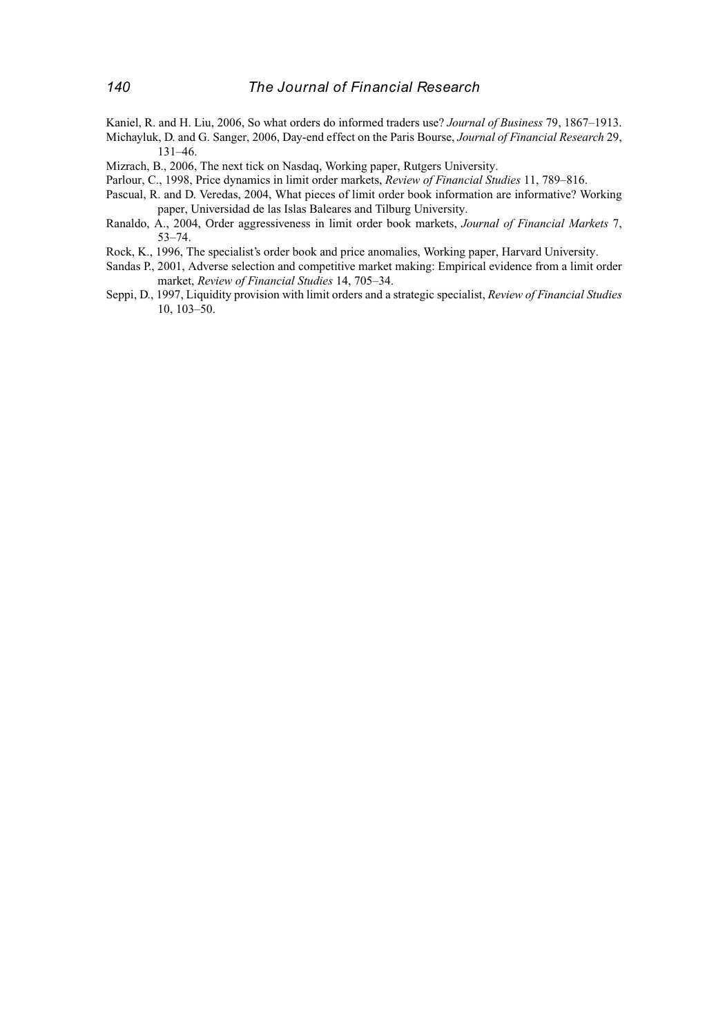Kaniel, R. and H. Liu, 2006, So what orders do informed traders use? *Journal of Business* 79, 1867–1913.

Michayluk, D. and G. Sanger, 2006, Day-end effect on the Paris Bourse, *Journal of Financial Research* 29, 131–46.

Mizrach, B., 2006, The next tick on Nasdaq, Working paper, Rutgers University.

Parlour, C., 1998, Price dynamics in limit order markets, *Review of Financial Studies* 11, 789–816.

Pascual, R. and D. Veredas, 2004, What pieces of limit order book information are informative? Working paper, Universidad de las Islas Baleares and Tilburg University.

Ranaldo, A., 2004, Order aggressiveness in limit order book markets, *Journal of Financial Markets* 7, 53–74.

Rock, K., 1996, The specialist's order book and price anomalies, Working paper, Harvard University.

Sandas P., 2001, Adverse selection and competitive market making: Empirical evidence from a limit order market, *Review of Financial Studies* 14, 705–34.

Seppi, D., 1997, Liquidity provision with limit orders and a strategic specialist, *Review of Financial Studies* 10, 103–50.